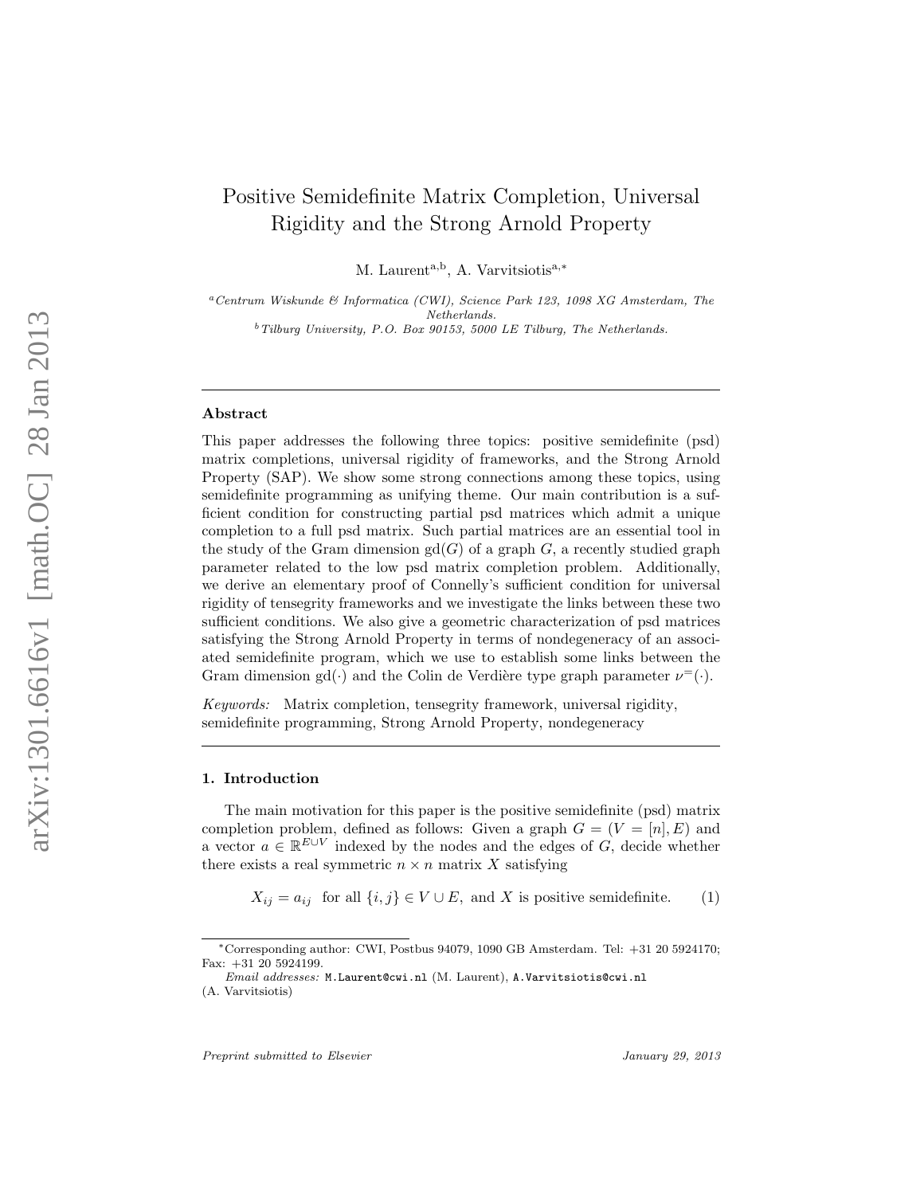# Positive Semidefinite Matrix Completion, Universal Rigidity and the Strong Arnold Property

M. Laurent[a,b], A. Varvitsiotis[a,*]

[a] Centrum Wiskunde & Informatica (CWI), Science Park 123, 1098 XG Amsterdam, The Netherlands.

[b] Tilburg University, P.O. Box 90153, 5000 LE Tilburg, The Netherlands.

---

## Abstract

This paper addresses the following three topics: positive semidefinite (psd) matrix completions, universal rigidity of frameworks, and the Strong Arnold Property (SAP). We show some strong connections among these topics, using semidefinite programming as unifying theme. Our main contribution is a sufficient condition for constructing partial psd matrices which admit a unique completion to a full psd matrix. Such partial matrices are an essential tool in the study of the Gram dimension $\text{gd}(G)$ of a graph $G$, a recently studied graph parameter related to the low psd matrix completion problem. Additionally, we derive an elementary proof of Connelly's sufficient condition for universal rigidity of tensegrity frameworks and we investigate the links between these two sufficient conditions. We also give a geometric characterization of psd matrices satisfying the Strong Arnold Property in terms of nondegeneracy of an associated semidefinite program, which we use to establish some links between the Gram dimension $\text{gd}(\cdot)$ and the Colin de Verdière type graph parameter $\nu^{=}(\cdot)$.

*Keywords:* Matrix completion, tensegrity framework, universal rigidity, semidefinite programming, Strong Arnold Property, nondegeneracy

---

## 1. Introduction

The main motivation for this paper is the positive semidefinite (psd) matrix completion problem, defined as follows: Given a graph $G = (V = [n], E)$ and a vector $a \in \mathbb{R}^{E \cup V}$ indexed by the nodes and the edges of $G$, decide whether there exists a real symmetric $n \times n$ matrix $X$ satisfying

$$X_{ij} = a_{ij} \ \text{ for all } \{i, j\} \in V \cup E, \text{ and } X \text{ is positive semidefinite.} \qquad (1)$$

---

*Corresponding author: CWI, Postbus 94079, 1090 GB Amsterdam. Tel: +31 20 5924170; Fax: +31 20 5924199.

*Email addresses:* M.Laurent@cwi.nl (M. Laurent), A.Varvitsiotis@cwi.nl (A. Varvitsiotis)

*Preprint submitted to Elsevier* January 29, 2013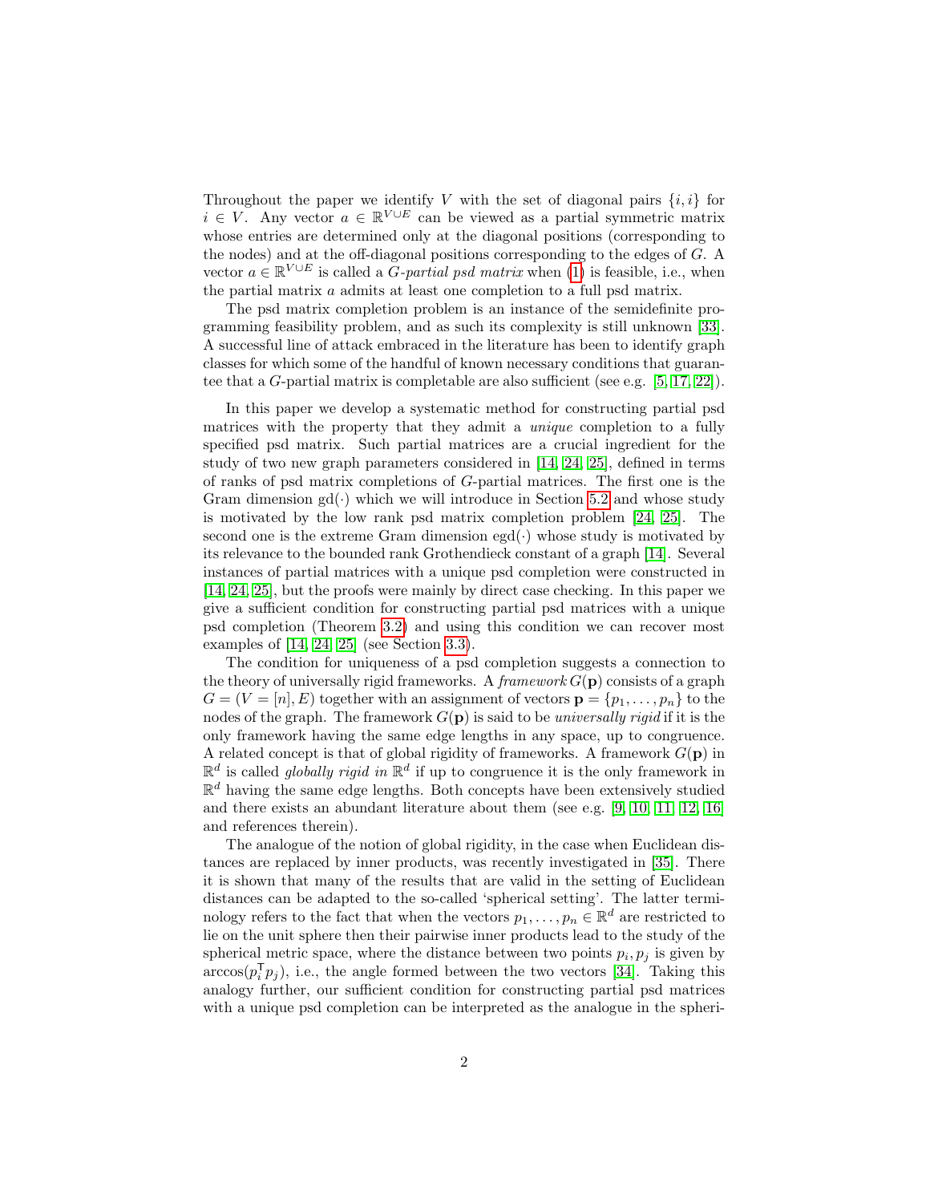Throughout the paper we identify $V$ with the set of diagonal pairs $\{i, i\}$ for $i \in V$. Any vector $a \in \mathbb{R}^{V \cup E}$ can be viewed as a partial symmetric matrix whose entries are determined only at the diagonal positions (corresponding to the nodes) and at the off-diagonal positions corresponding to the edges of $G$. A vector $a \in \mathbb{R}^{V \cup E}$ is called a *$G$-partial psd matrix* when (1) is feasible, i.e., when the partial matrix $a$ admits at least one completion to a full psd matrix.

The psd matrix completion problem is an instance of the semidefinite programming feasibility problem, and as such its complexity is still unknown [33]. A successful line of attack embraced in the literature has been to identify graph classes for which some of the handful of known necessary conditions that guarantee that a $G$-partial matrix is completable are also sufficient (see e.g. [5, 17, 22]).

In this paper we develop a systematic method for constructing partial psd matrices with the property that they admit a *unique* completion to a fully specified psd matrix. Such partial matrices are a crucial ingredient for the study of two new graph parameters considered in [14, 24, 25], defined in terms of ranks of psd matrix completions of $G$-partial matrices. The first one is the Gram dimension $\mathrm{gd}(\cdot)$ which we will introduce in Section 5.2 and whose study is motivated by the low rank psd matrix completion problem [24, 25]. The second one is the extreme Gram dimension $\mathrm{egd}(\cdot)$ whose study is motivated by its relevance to the bounded rank Grothendieck constant of a graph [14]. Several instances of partial matrices with a unique psd completion were constructed in [14, 24, 25], but the proofs were mainly by direct case checking. In this paper we give a sufficient condition for constructing partial psd matrices with a unique psd completion (Theorem 3.2) and using this condition we can recover most examples of [14, 24, 25] (see Section 3.3).

The condition for uniqueness of a psd completion suggests a connection to the theory of universally rigid frameworks. A *framework* $G(\mathbf{p})$ consists of a graph $G = (V = [n], E)$ together with an assignment of vectors $\mathbf{p} = \{p_1, \ldots, p_n\}$ to the nodes of the graph. The framework $G(\mathbf{p})$ is said to be *universally rigid* if it is the only framework having the same edge lengths in any space, up to congruence. A related concept is that of global rigidity of frameworks. A framework $G(\mathbf{p})$ in $\mathbb{R}^d$ is called *globally rigid in* $\mathbb{R}^d$ if up to congruence it is the only framework in $\mathbb{R}^d$ having the same edge lengths. Both concepts have been extensively studied and there exists an abundant literature about them (see e.g. [9, 10, 11, 12, 16] and references therein).

The analogue of the notion of global rigidity, in the case when Euclidean distances are replaced by inner products, was recently investigated in [35]. There it is shown that many of the results that are valid in the setting of Euclidean distances can be adapted to the so-called 'spherical setting'. The latter terminology refers to the fact that when the vectors $p_1, \ldots, p_n \in \mathbb{R}^d$ are restricted to lie on the unit sphere then their pairwise inner products lead to the study of the spherical metric space, where the distance between two points $p_i, p_j$ is given by $\arccos(p_i^{\mathsf{T}} p_j)$, i.e., the angle formed between the two vectors [34]. Taking this analogy further, our sufficient condition for constructing partial psd matrices with a unique psd completion can be interpreted as the analogue in the spheri-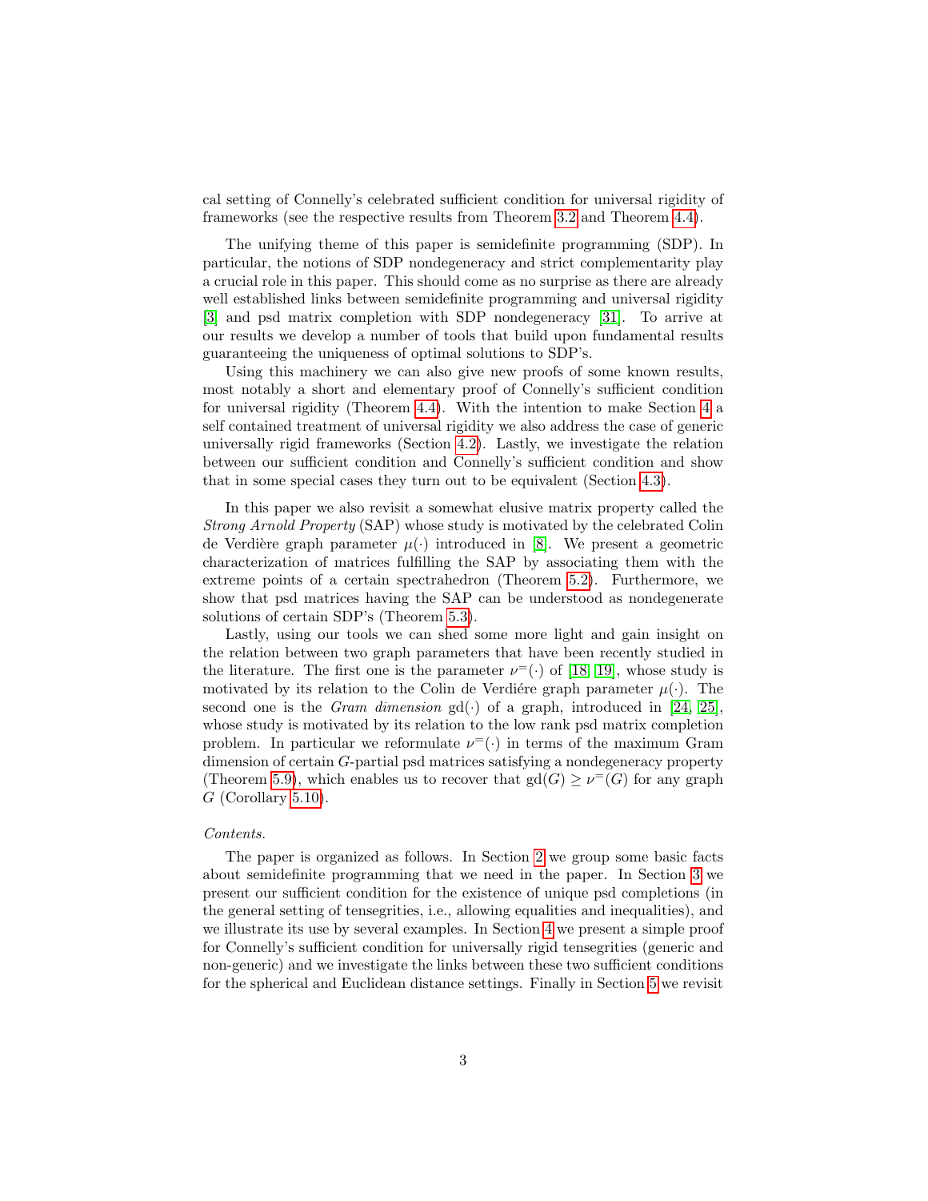cal setting of Connelly's celebrated sufficient condition for universal rigidity of frameworks (see the respective results from Theorem 3.2 and Theorem 4.4).

The unifying theme of this paper is semidefinite programming (SDP). In particular, the notions of SDP nondegeneracy and strict complementarity play a crucial role in this paper. This should come as no surprise as there are already well established links between semidefinite programming and universal rigidity [3] and psd matrix completion with SDP nondegeneracy [31]. To arrive at our results we develop a number of tools that build upon fundamental results guaranteeing the uniqueness of optimal solutions to SDP's.

Using this machinery we can also give new proofs of some known results, most notably a short and elementary proof of Connelly's sufficient condition for universal rigidity (Theorem 4.4). With the intention to make Section 4 a self contained treatment of universal rigidity we also address the case of generic universally rigid frameworks (Section 4.2). Lastly, we investigate the relation between our sufficient condition and Connelly's sufficient condition and show that in some special cases they turn out to be equivalent (Section 4.3).

In this paper we also revisit a somewhat elusive matrix property called the *Strong Arnold Property* (SAP) whose study is motivated by the celebrated Colin de Verdière graph parameter $\mu(\cdot)$ introduced in [8]. We present a geometric characterization of matrices fulfilling the SAP by associating them with the extreme points of a certain spectrahedron (Theorem 5.2). Furthermore, we show that psd matrices having the SAP can be understood as nondegenerate solutions of certain SDP's (Theorem 5.3).

Lastly, using our tools we can shed some more light and gain insight on the relation between two graph parameters that have been recently studied in the literature. The first one is the parameter $\nu^{=}(\cdot)$ of [18, 19], whose study is motivated by its relation to the Colin de Verdiére graph parameter $\mu(\cdot)$. The second one is the *Gram dimension* $\mathrm{gd}(\cdot)$ of a graph, introduced in [24, 25], whose study is motivated by its relation to the low rank psd matrix completion problem. In particular we reformulate $\nu^{=}(\cdot)$ in terms of the maximum Gram dimension of certain $G$-partial psd matrices satisfying a nondegeneracy property (Theorem 5.9), which enables us to recover that $\mathrm{gd}(G) \geq \nu^{=}(G)$ for any graph $G$ (Corollary 5.10).

*Contents.*

The paper is organized as follows. In Section 2 we group some basic facts about semidefinite programming that we need in the paper. In Section 3 we present our sufficient condition for the existence of unique psd completions (in the general setting of tensegrities, i.e., allowing equalities and inequalities), and we illustrate its use by several examples. In Section 4 we present a simple proof for Connelly's sufficient condition for universally rigid tensegrities (generic and non-generic) and we investigate the links between these two sufficient conditions for the spherical and Euclidean distance settings. Finally in Section 5 we revisit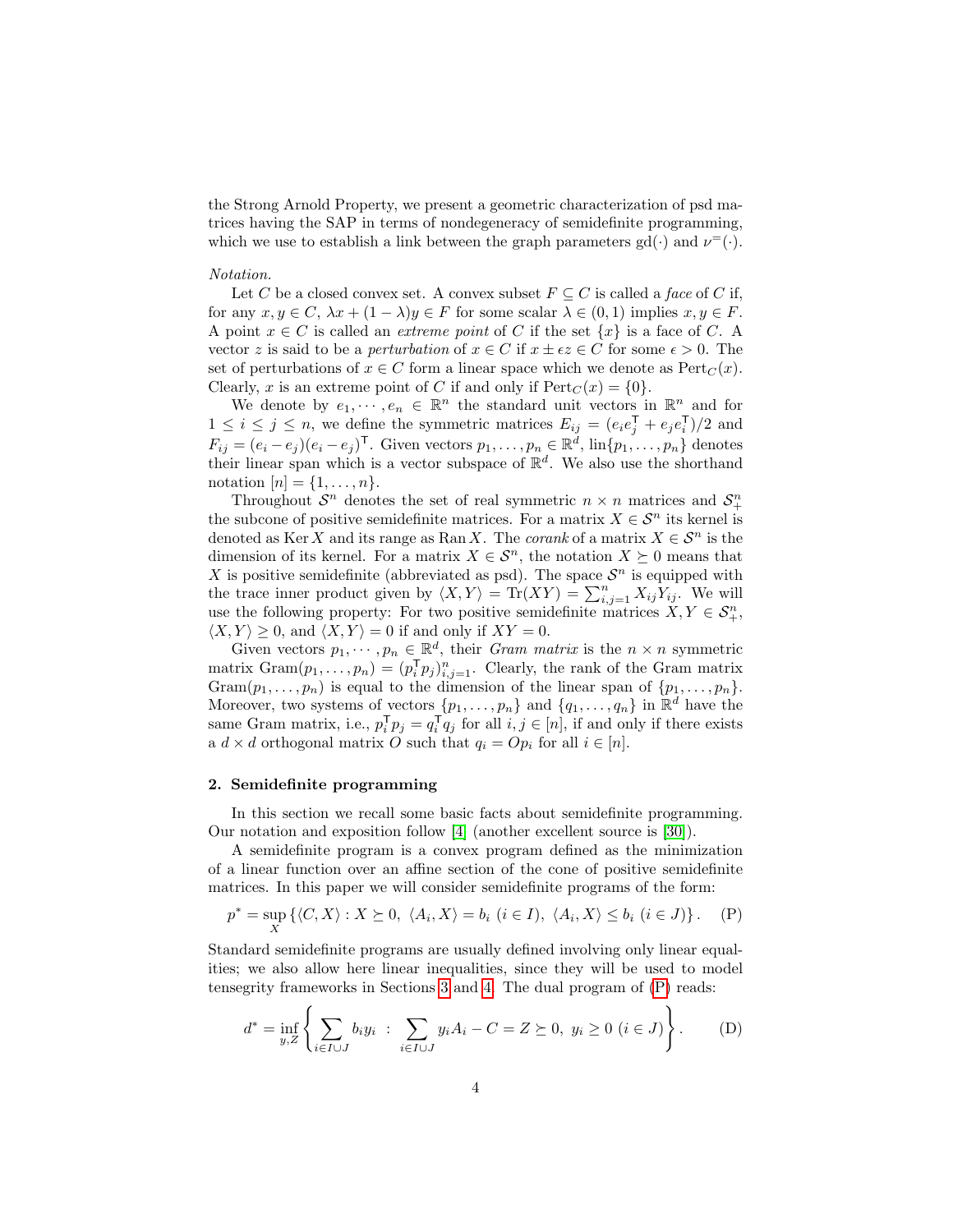the Strong Arnold Property, we present a geometric characterization of psd matrices having the SAP in terms of nondegeneracy of semidefinite programming, which we use to establish a link between the graph parameters $\mathrm{gd}(\cdot)$ and $\nu^{=}(\cdot)$.

*Notation.*

Let $C$ be a closed convex set. A convex subset $F \subseteq C$ is called a *face* of $C$ if, for any $x, y \in C$, $\lambda x + (1-\lambda)y \in F$ for some scalar $\lambda \in (0,1)$ implies $x, y \in F$. A point $x \in C$ is called an *extreme point* of $C$ if the set $\{x\}$ is a face of $C$. A vector $z$ is said to be a *perturbation* of $x \in C$ if $x \pm \epsilon z \in C$ for some $\epsilon > 0$. The set of perturbations of $x \in C$ form a linear space which we denote as $\mathrm{Pert}_C(x)$. Clearly, $x$ is an extreme point of $C$ if and only if $\mathrm{Pert}_C(x) = \{0\}$.

We denote by $e_1, \cdots, e_n \in \mathbb{R}^n$ the standard unit vectors in $\mathbb{R}^n$ and for $1 \leq i \leq j \leq n$, we define the symmetric matrices $E_{ij} = (e_i e_j^\mathsf{T} + e_j e_i^\mathsf{T})/2$ and $F_{ij} = (e_i - e_j)(e_i - e_j)^\mathsf{T}$. Given vectors $p_1, \ldots, p_n \in \mathbb{R}^d$, $\mathrm{lin}\{p_1, \ldots, p_n\}$ denotes their linear span which is a vector subspace of $\mathbb{R}^d$. We also use the shorthand notation $[n] = \{1, \ldots, n\}$.

Throughout $\mathcal{S}^n$ denotes the set of real symmetric $n \times n$ matrices and $\mathcal{S}^n_+$ the subcone of positive semidefinite matrices. For a matrix $X \in \mathcal{S}^n$ its kernel is denoted as $\mathrm{Ker}\, X$ and its range as $\mathrm{Ran}\, X$. The *corank* of a matrix $X \in \mathcal{S}^n$ is the dimension of its kernel. For a matrix $X \in \mathcal{S}^n$, the notation $X \succeq 0$ means that $X$ is positive semidefinite (abbreviated as psd). The space $\mathcal{S}^n$ is equipped with the trace inner product given by $\langle X, Y \rangle = \mathrm{Tr}(XY) = \sum_{i,j=1}^n X_{ij} Y_{ij}$. We will use the following property: For two positive semidefinite matrices $X, Y \in \mathcal{S}^n_+$, $\langle X, Y \rangle \geq 0$, and $\langle X, Y \rangle = 0$ if and only if $XY = 0$.

Given vectors $p_1, \cdots, p_n \in \mathbb{R}^d$, their *Gram matrix* is the $n \times n$ symmetric matrix $\mathrm{Gram}(p_1, \ldots, p_n) = (p_i^\mathsf{T} p_j)_{i,j=1}^n$. Clearly, the rank of the Gram matrix $\mathrm{Gram}(p_1, \ldots, p_n)$ is equal to the dimension of the linear span of $\{p_1, \ldots, p_n\}$. Moreover, two systems of vectors $\{p_1, \ldots, p_n\}$ and $\{q_1, \ldots, q_n\}$ in $\mathbb{R}^d$ have the same Gram matrix, i.e., $p_i^\mathsf{T} p_j = q_i^\mathsf{T} q_j$ for all $i, j \in [n]$, if and only if there exists a $d \times d$ orthogonal matrix $O$ such that $q_i = O p_i$ for all $i \in [n]$.

## 2. Semidefinite programming

In this section we recall some basic facts about semidefinite programming. Our notation and exposition follow [4] (another excellent source is [30]).

A semidefinite program is a convex program defined as the minimization of a linear function over an affine section of the cone of positive semidefinite matrices. In this paper we will consider semidefinite programs of the form:

$$p^* = \sup_X \{\langle C, X \rangle : X \succeq 0,\ \langle A_i, X \rangle = b_i \ (i \in I),\ \langle A_i, X \rangle \leq b_i \ (i \in J)\}. \qquad \text{(P)}$$

Standard semidefinite programs are usually defined involving only linear equalities; we also allow here linear inequalities, since they will be used to model tensegrity frameworks in Sections 3 and 4. The dual program of (P) reads:

$$d^* = \inf_{y,Z} \left\{ \sum_{i \in I \cup J} b_i y_i \ :\ \sum_{i \in I \cup J} y_i A_i - C = Z \succeq 0,\ y_i \geq 0 \ (i \in J) \right\}. \qquad \text{(D)}$$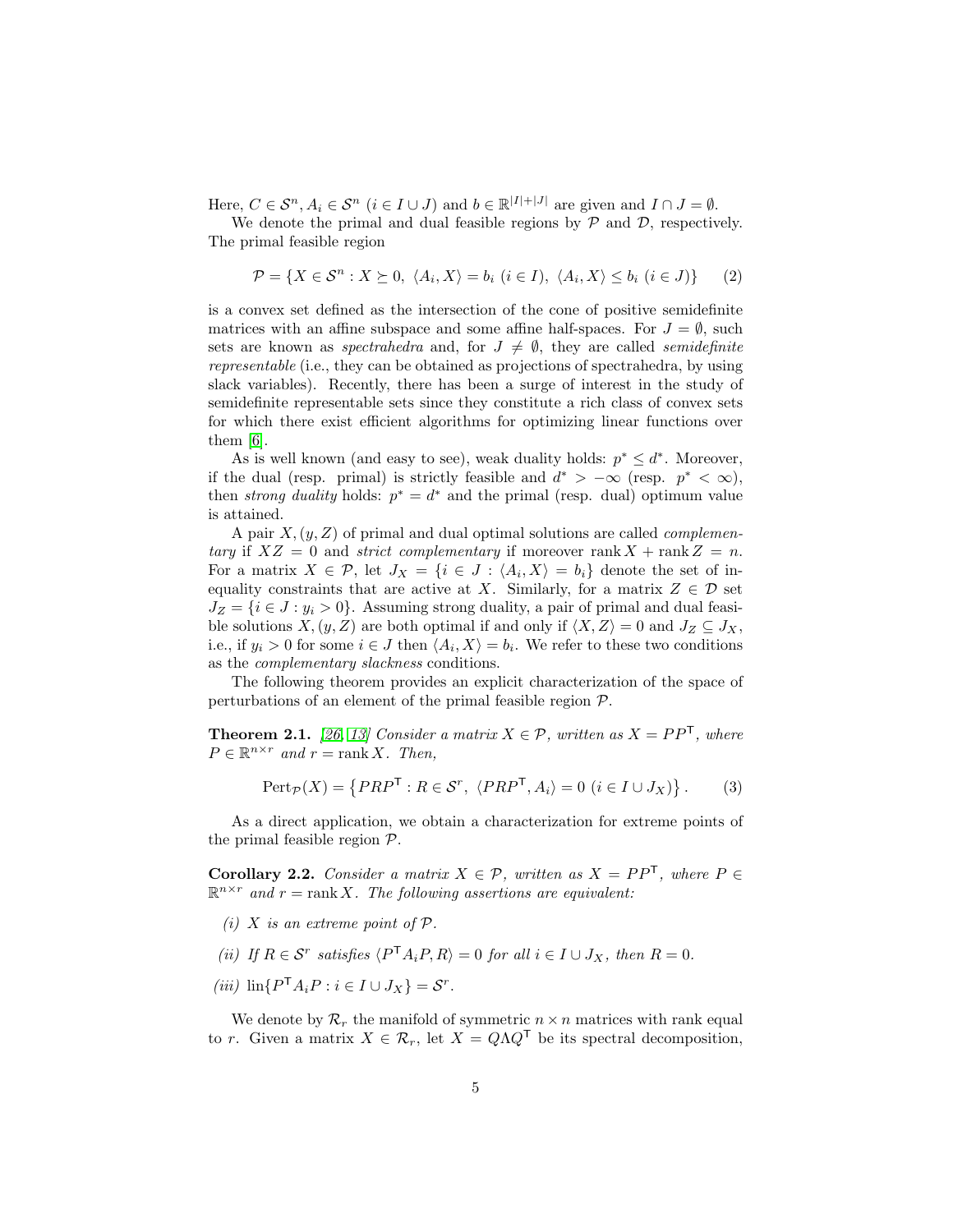Here, $C \in \mathcal{S}^n, A_i \in \mathcal{S}^n$ $(i \in I \cup J)$ and $b \in \mathbb{R}^{|I|+|J|}$ are given and $I \cap J = \emptyset$.

We denote the primal and dual feasible regions by $\mathcal{P}$ and $\mathcal{D}$, respectively. The primal feasible region

$$\mathcal{P} = \{X \in \mathcal{S}^n : X \succeq 0,\ \langle A_i, X\rangle = b_i\ (i \in I),\ \langle A_i, X\rangle \leq b_i\ (i \in J)\} \qquad (2)$$

is a convex set defined as the intersection of the cone of positive semidefinite matrices with an affine subspace and some affine half-spaces. For $J = \emptyset$, such sets are known as *spectrahedra* and, for $J \neq \emptyset$, they are called *semidefinite representable* (i.e., they can be obtained as projections of spectrahedra, by using slack variables). Recently, there has been a surge of interest in the study of semidefinite representable sets since they constitute a rich class of convex sets for which there exist efficient algorithms for optimizing linear functions over them [6].

As is well known (and easy to see), weak duality holds: $p^* \leq d^*$. Moreover, if the dual (resp. primal) is strictly feasible and $d^* > -\infty$ (resp. $p^* < \infty$), then *strong duality* holds: $p^* = d^*$ and the primal (resp. dual) optimum value is attained.

A pair $X, (y, Z)$ of primal and dual optimal solutions are called *complementary* if $XZ = 0$ and *strict complementary* if moreover $\operatorname{rank} X + \operatorname{rank} Z = n$. For a matrix $X \in \mathcal{P}$, let $J_X = \{i \in J : \langle A_i, X\rangle = b_i\}$ denote the set of inequality constraints that are active at $X$. Similarly, for a matrix $Z \in \mathcal{D}$ set $J_Z = \{i \in J : y_i > 0\}$. Assuming strong duality, a pair of primal and dual feasible solutions $X, (y, Z)$ are both optimal if and only if $\langle X, Z\rangle = 0$ and $J_Z \subseteq J_X$, i.e., if $y_i > 0$ for some $i \in J$ then $\langle A_i, X\rangle = b_i$. We refer to these two conditions as the *complementary slackness* conditions.

The following theorem provides an explicit characterization of the space of perturbations of an element of the primal feasible region $\mathcal{P}$.

**Theorem 2.1.** *[26, 13] Consider a matrix $X \in \mathcal{P}$, written as $X = PP^{\mathsf{T}}$, where $P \in \mathbb{R}^{n\times r}$ and $r = \operatorname{rank} X$. Then,*

$$\operatorname{Pert}_{\mathcal{P}}(X) = \left\{PRP^{\mathsf{T}} : R \in \mathcal{S}^r,\ \langle PRP^{\mathsf{T}}, A_i\rangle = 0\ (i \in I \cup J_X)\right\}. \qquad (3)$$

As a direct application, we obtain a characterization for extreme points of the primal feasible region $\mathcal{P}$.

**Corollary 2.2.** *Consider a matrix $X \in \mathcal{P}$, written as $X = PP^{\mathsf{T}}$, where $P \in \mathbb{R}^{n\times r}$ and $r = \operatorname{rank} X$. The following assertions are equivalent:*

*(i) $X$ is an extreme point of $\mathcal{P}$.*

*(ii) If $R \in \mathcal{S}^r$ satisfies $\langle P^{\mathsf{T}} A_i P, R\rangle = 0$ for all $i \in I \cup J_X$, then $R = 0$.*

*(iii) $\operatorname{lin}\{P^{\mathsf{T}} A_i P : i \in I \cup J_X\} = \mathcal{S}^r$.*

We denote by $\mathcal{R}_r$ the manifold of symmetric $n \times n$ matrices with rank equal to $r$. Given a matrix $X \in \mathcal{R}_r$, let $X = Q\Lambda Q^{\mathsf{T}}$ be its spectral decomposition,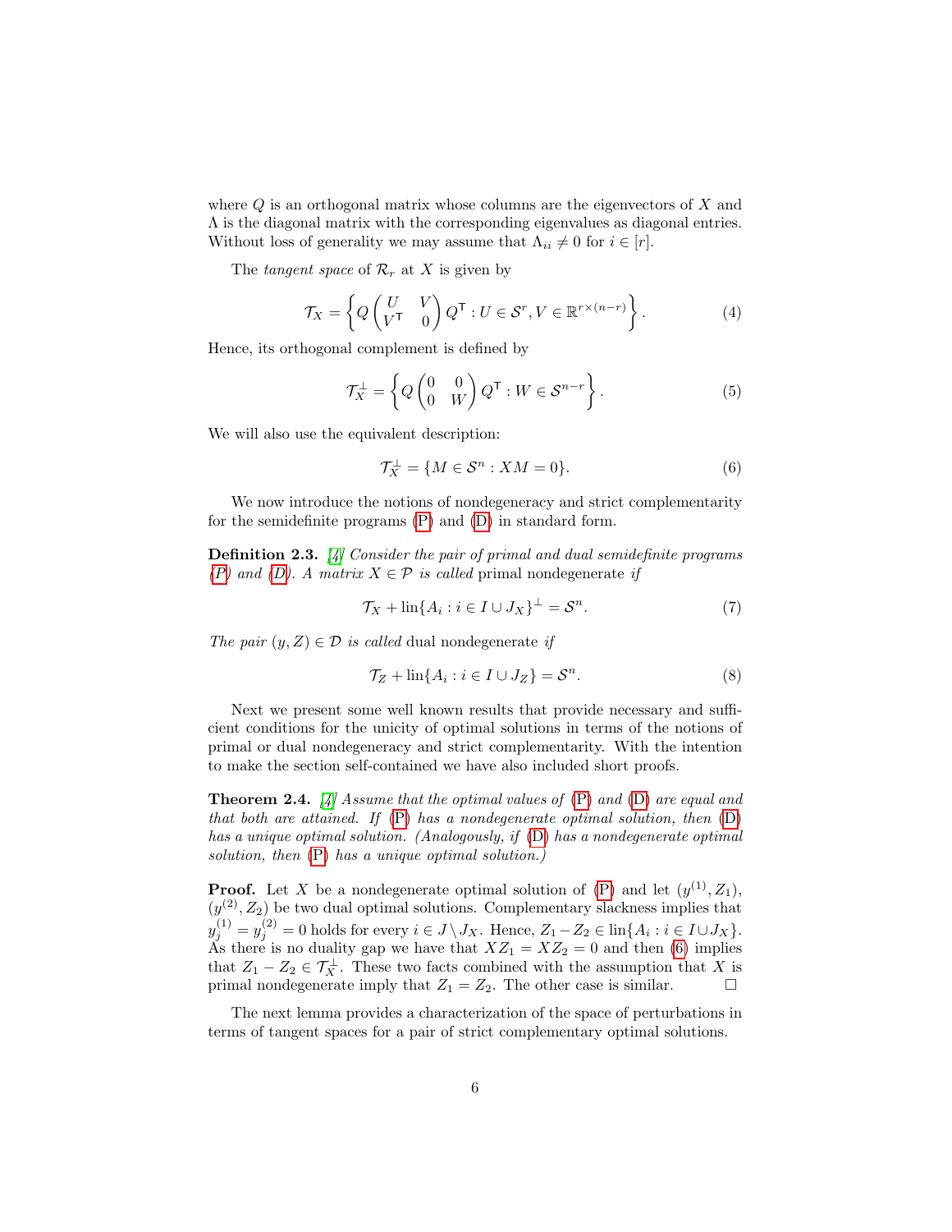where $Q$ is an orthogonal matrix whose columns are the eigenvectors of $X$ and $\Lambda$ is the diagonal matrix with the corresponding eigenvalues as diagonal entries. Without loss of generality we may assume that $\Lambda_{ii} \neq 0$ for $i \in [r]$.

The *tangent space* of $\mathcal{R}_r$ at $X$ is given by

$$\mathcal{T}_X = \left\{ Q \begin{pmatrix} U & V \\ V^{\mathsf{T}} & 0 \end{pmatrix} Q^{\mathsf{T}} : U \in \mathcal{S}^r, V \in \mathbb{R}^{r \times (n-r)} \right\}. \tag{4}$$

Hence, its orthogonal complement is defined by

$$\mathcal{T}_X^{\perp} = \left\{ Q \begin{pmatrix} 0 & 0 \\ 0 & W \end{pmatrix} Q^{\mathsf{T}} : W \in \mathcal{S}^{n-r} \right\}. \tag{5}$$

We will also use the equivalent description:

$$\mathcal{T}_X^{\perp} = \{ M \in \mathcal{S}^n : XM = 0 \}. \tag{6}$$

We now introduce the notions of nondegeneracy and strict complementarity for the semidefinite programs (P) and (D) in standard form.

**Definition 2.3.** *[4] Consider the pair of primal and dual semidefinite programs (P) and (D). A matrix $X \in \mathcal{P}$ is called* primal nondegenerate *if*

$$\mathcal{T}_X + \operatorname{lin}\{A_i : i \in I \cup J_X\}^{\perp} = \mathcal{S}^n. \tag{7}$$

*The pair $(y, Z) \in \mathcal{D}$ is called* dual nondegenerate *if*

$$\mathcal{T}_Z + \operatorname{lin}\{A_i : i \in I \cup J_Z\} = \mathcal{S}^n. \tag{8}$$

Next we present some well known results that provide necessary and sufficient conditions for the unicity of optimal solutions in terms of the notions of primal or dual nondegeneracy and strict complementarity. With the intention to make the section self-contained we have also included short proofs.

**Theorem 2.4.** *[4] Assume that the optimal values of (P) and (D) are equal and that both are attained. If (P) has a nondegenerate optimal solution, then (D) has a unique optimal solution. (Analogously, if (D) has a nondegenerate optimal solution, then (P) has a unique optimal solution.)*

**Proof.** Let $X$ be a nondegenerate optimal solution of (P) and let $(y^{(1)}, Z_1)$, $(y^{(2)}, Z_2)$ be two dual optimal solutions. Complementary slackness implies that $y_j^{(1)} = y_j^{(2)} = 0$ holds for every $i \in J \setminus J_X$. Hence, $Z_1 - Z_2 \in \operatorname{lin}\{A_i : i \in I \cup J_X\}$. As there is no duality gap we have that $XZ_1 = XZ_2 = 0$ and then (6) implies that $Z_1 - Z_2 \in \mathcal{T}_X^{\perp}$. These two facts combined with the assumption that $X$ is primal nondegenerate imply that $Z_1 = Z_2$. The other case is similar. □

The next lemma provides a characterization of the space of perturbations in terms of tangent spaces for a pair of strict complementary optimal solutions.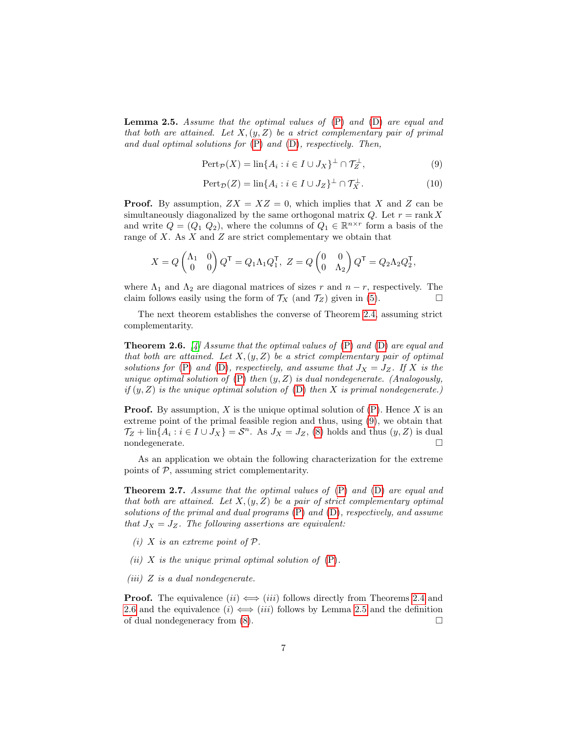**Lemma 2.5.** *Assume that the optimal values of* (P) *and* (D) *are equal and that both are attained. Let* $X, (y, Z)$ *be a strict complementary pair of primal and dual optimal solutions for* (P) *and* (D)*, respectively. Then,*

$$\mathrm{Pert}_{\mathcal{P}}(X) = \mathrm{lin}\{A_i : i \in I \cup J_X\}^{\perp} \cap \mathcal{T}_Z^{\perp}, \tag{9}$$

$$\mathrm{Pert}_{\mathcal{D}}(Z) = \mathrm{lin}\{A_i : i \in I \cup J_Z\}^{\perp} \cap \mathcal{T}_X^{\perp}. \tag{10}$$

**Proof.** By assumption, $ZX = XZ = 0$, which implies that $X$ and $Z$ can be simultaneously diagonalized by the same orthogonal matrix $Q$. Let $r = \operatorname{rank} X$ and write $Q = (Q_1\ Q_2)$, where the columns of $Q_1 \in \mathbb{R}^{n \times r}$ form a basis of the range of $X$. As $X$ and $Z$ are strict complementary we obtain that

$$X = Q \begin{pmatrix} \Lambda_1 & 0 \\ 0 & 0 \end{pmatrix} Q^{\mathsf{T}} = Q_1 \Lambda_1 Q_1^{\mathsf{T}},\ Z = Q \begin{pmatrix} 0 & 0 \\ 0 & \Lambda_2 \end{pmatrix} Q^{\mathsf{T}} = Q_2 \Lambda_2 Q_2^{\mathsf{T}},$$

where $\Lambda_1$ and $\Lambda_2$ are diagonal matrices of sizes $r$ and $n - r$, respectively. The claim follows easily using the form of $\mathcal{T}_X$ (and $\mathcal{T}_Z$) given in (5). □

The next theorem establishes the converse of Theorem 2.4, assuming strict complementarity.

**Theorem 2.6.** [4] *Assume that the optimal values of* (P) *and* (D) *are equal and that both are attained. Let* $X, (y, Z)$ *be a strict complementary pair of optimal solutions for* (P) *and* (D)*, respectively, and assume that* $J_X = J_Z$*. If* $X$ *is the unique optimal solution of* (P) *then* $(y, Z)$ *is dual nondegenerate. (Analogously, if* $(y, Z)$ *is the unique optimal solution of* (D) *then* $X$ *is primal nondegenerate.)*

**Proof.** By assumption, $X$ is the unique optimal solution of (P). Hence $X$ is an extreme point of the primal feasible region and thus, using (9), we obtain that $\mathcal{T}_Z + \mathrm{lin}\{A_i : i \in I \cup J_X\} = \mathcal{S}^n$. As $J_X = J_Z$, (8) holds and thus $(y, Z)$ is dual nondegenerate. □

As an application we obtain the following characterization for the extreme points of $\mathcal{P}$, assuming strict complementarity.

**Theorem 2.7.** *Assume that the optimal values of* (P) *and* (D) *are equal and that both are attained. Let* $X, (y, Z)$ *be a pair of strict complementary optimal solutions of the primal and dual programs* (P) *and* (D)*, respectively, and assume that* $J_X = J_Z$*. The following assertions are equivalent:*

*(i)* $X$ *is an extreme point of* $\mathcal{P}$*.*

*(ii)* $X$ *is the unique primal optimal solution of* (P)*.*

*(iii)* $Z$ *is a dual nondegenerate.*

**Proof.** The equivalence $(ii) \iff (iii)$ follows directly from Theorems 2.4 and 2.6 and the equivalence $(i) \iff (iii)$ follows by Lemma 2.5 and the definition of dual nondegeneracy from (8). □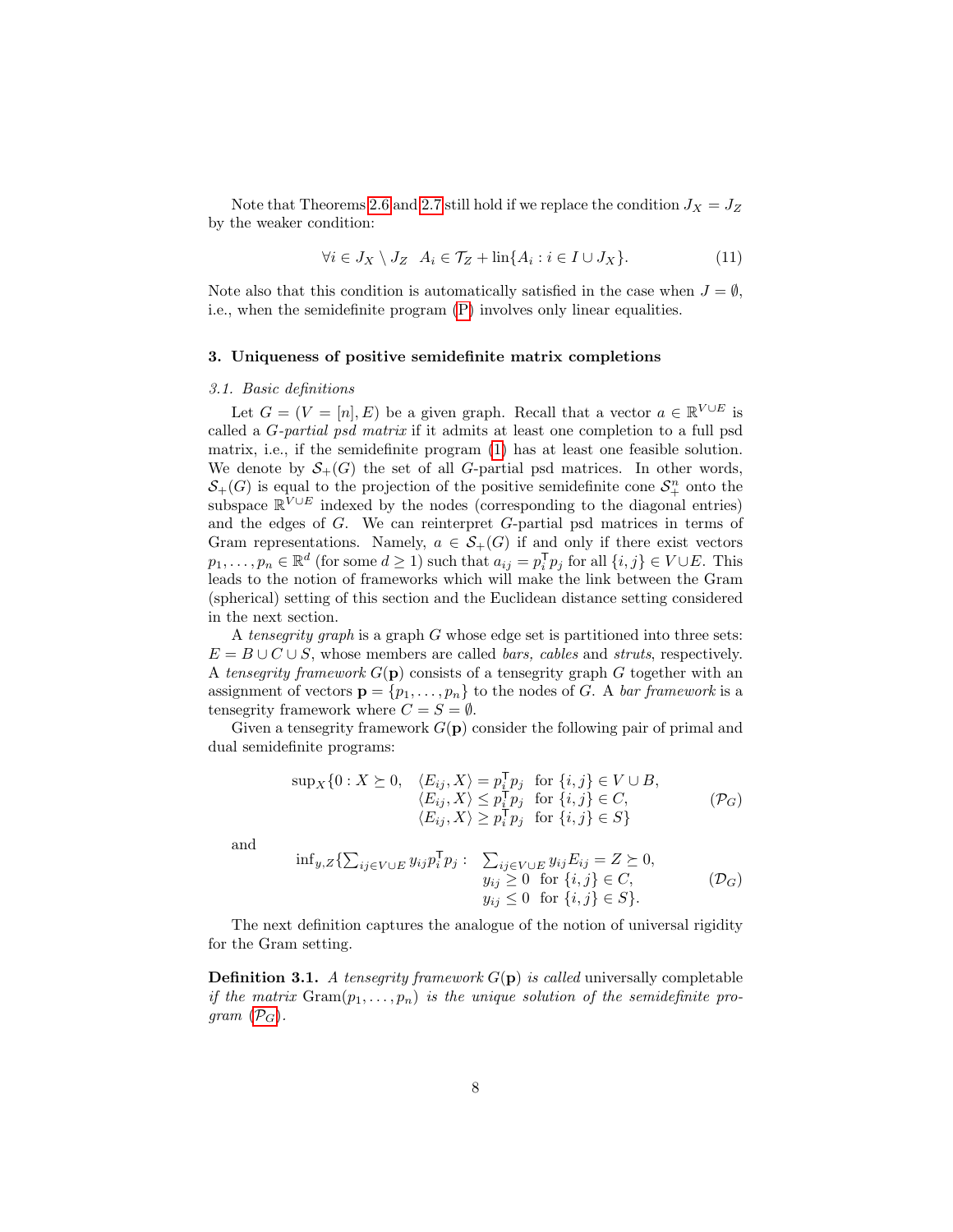Note that Theorems 2.6 and 2.7 still hold if we replace the condition $J_X = J_Z$ by the weaker condition:

$$\forall i \in J_X \setminus J_Z \;\; A_i \in \mathcal{T}_Z + \text{lin}\{A_i : i \in I \cup J_X\}. \tag{11}$$

Note also that this condition is automatically satisfied in the case when $J = \emptyset$, i.e., when the semidefinite program (P) involves only linear equalities.

### 3. Uniqueness of positive semidefinite matrix completions

#### *3.1. Basic definitions*

Let $G = (V = [n], E)$ be a given graph. Recall that a vector $a \in \mathbb{R}^{V \cup E}$ is called a *G-partial psd matrix* if it admits at least one completion to a full psd matrix, i.e., if the semidefinite program (1) has at least one feasible solution. We denote by $\mathcal{S}_+(G)$ the set of all $G$-partial psd matrices. In other words, $\mathcal{S}_+(G)$ is equal to the projection of the positive semidefinite cone $\mathcal{S}^n_+$ onto the subspace $\mathbb{R}^{V \cup E}$ indexed by the nodes (corresponding to the diagonal entries) and the edges of $G$. We can reinterpret $G$-partial psd matrices in terms of Gram representations. Namely, $a \in \mathcal{S}_+(G)$ if and only if there exist vectors $p_1, \ldots, p_n \in \mathbb{R}^d$ (for some $d \geq 1$) such that $a_{ij} = p_i^\mathsf{T} p_j$ for all $\{i, j\} \in V \cup E$. This leads to the notion of frameworks which will make the link between the Gram (spherical) setting of this section and the Euclidean distance setting considered in the next section.

A *tensegrity graph* is a graph $G$ whose edge set is partitioned into three sets: $E = B \cup C \cup S$, whose members are called *bars, cables* and *struts*, respectively. A *tensegrity framework* $G(\mathbf{p})$ consists of a tensegrity graph $G$ together with an assignment of vectors $\mathbf{p} = \{p_1, \ldots, p_n\}$ to the nodes of $G$. A *bar framework* is a tensegrity framework where $C = S = \emptyset$.

Given a tensegrity framework $G(\mathbf{p})$ consider the following pair of primal and dual semidefinite programs:

$$\sup_X \{0 : X \succeq 0, \quad \begin{array}{ll} \langle E_{ij}, X \rangle = p_i^\mathsf{T} p_j & \text{for } \{i, j\} \in V \cup B, \\ \langle E_{ij}, X \rangle \leq p_i^\mathsf{T} p_j & \text{for } \{i, j\} \in C, \\ \langle E_{ij}, X \rangle \geq p_i^\mathsf{T} p_j & \text{for } \{i, j\} \in S\} \end{array} \tag{$\mathcal{P}_G$}$$

and

$$\inf_{y,Z} \{\textstyle\sum_{ij \in V \cup E} y_{ij} p_i^\mathsf{T} p_j : \quad \begin{array}{l} \sum_{ij \in V \cup E} y_{ij} E_{ij} = Z \succeq 0, \\ y_{ij} \geq 0 \;\; \text{for } \{i, j\} \in C, \\ y_{ij} \leq 0 \;\; \text{for } \{i, j\} \in S\}. \end{array} \tag{$\mathcal{D}_G$}$$

The next definition captures the analogue of the notion of universal rigidity for the Gram setting.

**Definition 3.1.** *A tensegrity framework $G(\mathbf{p})$ is called* universally completable *if the matrix* $\text{Gram}(p_1, \ldots, p_n)$ *is the unique solution of the semidefinite program* ($\mathcal{P}_G$).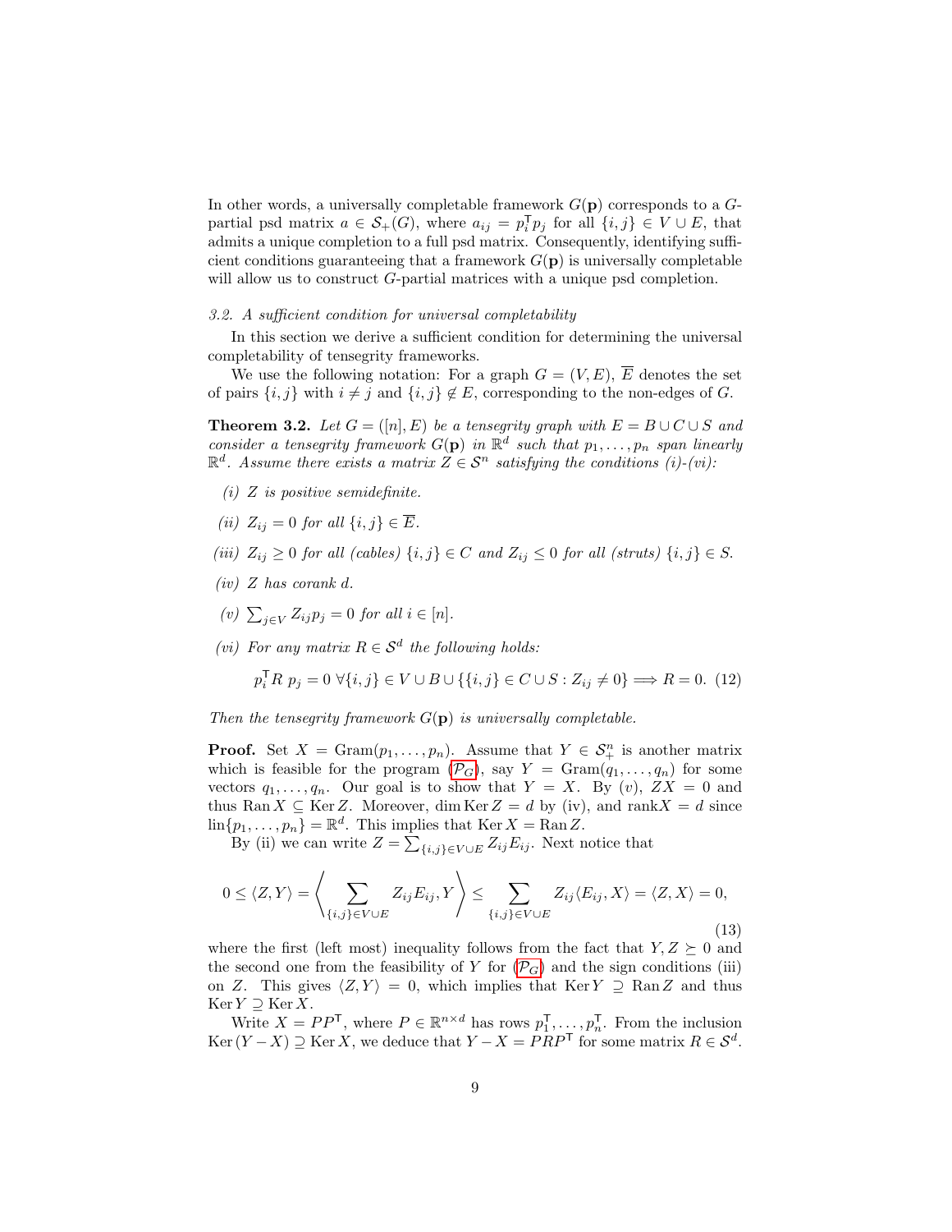In other words, a universally completable framework $G(\mathbf{p})$ corresponds to a $G$-partial psd matrix $a \in \mathcal{S}_+(G)$, where $a_{ij} = p_i^\mathsf{T} p_j$ for all $\{i,j\} \in V \cup E$, that admits a unique completion to a full psd matrix. Consequently, identifying sufficient conditions guaranteeing that a framework $G(\mathbf{p})$ is universally completable will allow us to construct $G$-partial matrices with a unique psd completion.

### 3.2. A sufficient condition for universal completability

In this section we derive a sufficient condition for determining the universal completability of tensegrity frameworks.

We use the following notation: For a graph $G = (V, E)$, $\overline{E}$ denotes the set of pairs $\{i,j\}$ with $i \neq j$ and $\{i,j\} \notin E$, corresponding to the non-edges of $G$.

**Theorem 3.2.** *Let $G = ([n], E)$ be a tensegrity graph with $E = B \cup C \cup S$ and consider a tensegrity framework $G(\mathbf{p})$ in $\mathbb{R}^d$ such that $p_1, \ldots, p_n$ span linearly $\mathbb{R}^d$. Assume there exists a matrix $Z \in \mathcal{S}^n$ satisfying the conditions (i)-(vi):*

*(i) $Z$ is positive semidefinite.*

*(ii) $Z_{ij} = 0$ for all $\{i,j\} \in \overline{E}$.*

*(iii) $Z_{ij} \geq 0$ for all (cables) $\{i,j\} \in C$ and $Z_{ij} \leq 0$ for all (struts) $\{i,j\} \in S$.*

*(iv) $Z$ has corank $d$.*

*(v) $\sum_{j \in V} Z_{ij} p_j = 0$ for all $i \in [n]$.*

*(vi) For any matrix $R \in \mathcal{S}^d$ the following holds:*

$$p_i^\mathsf{T} R \, p_j = 0 \ \forall \{i,j\} \in V \cup B \cup \{\{i,j\} \in C \cup S : Z_{ij} \neq 0\} \Longrightarrow R = 0. \quad (12)$$

*Then the tensegrity framework $G(\mathbf{p})$ is universally completable.*

**Proof.** Set $X = \mathrm{Gram}(p_1, \ldots, p_n)$. Assume that $Y \in \mathcal{S}_+^n$ is another matrix which is feasible for the program ($\mathcal{P}_G$), say $Y = \mathrm{Gram}(q_1, \ldots, q_n)$ for some vectors $q_1, \ldots, q_n$. Our goal is to show that $Y = X$. By (v), $ZX = 0$ and thus $\mathrm{Ran}\, X \subseteq \mathrm{Ker}\, Z$. Moreover, $\dim \mathrm{Ker}\, Z = d$ by (iv), and $\mathrm{rank} X = d$ since $\mathrm{lin}\{p_1, \ldots, p_n\} = \mathbb{R}^d$. This implies that $\mathrm{Ker}\, X = \mathrm{Ran}\, Z$.

By (ii) we can write $Z = \sum_{\{i,j\} \in V \cup E} Z_{ij} E_{ij}$. Next notice that

$$0 \leq \langle Z, Y \rangle = \left\langle \sum_{\{i,j\} \in V \cup E} Z_{ij} E_{ij}, Y \right\rangle \leq \sum_{\{i,j\} \in V \cup E} Z_{ij} \langle E_{ij}, X \rangle = \langle Z, X \rangle = 0, \quad (13)$$

where the first (left most) inequality follows from the fact that $Y, Z \succeq 0$ and the second one from the feasibility of $Y$ for ($\mathcal{P}_G$) and the sign conditions (iii) on $Z$. This gives $\langle Z, Y \rangle = 0$, which implies that $\mathrm{Ker}\, Y \supseteq \mathrm{Ran}\, Z$ and thus $\mathrm{Ker}\, Y \supseteq \mathrm{Ker}\, X$.

Write $X = PP^\mathsf{T}$, where $P \in \mathbb{R}^{n \times d}$ has rows $p_1^\mathsf{T}, \ldots, p_n^\mathsf{T}$. From the inclusion $\mathrm{Ker}\, (Y - X) \supseteq \mathrm{Ker}\, X$, we deduce that $Y - X = PRP^\mathsf{T}$ for some matrix $R \in \mathcal{S}^d$.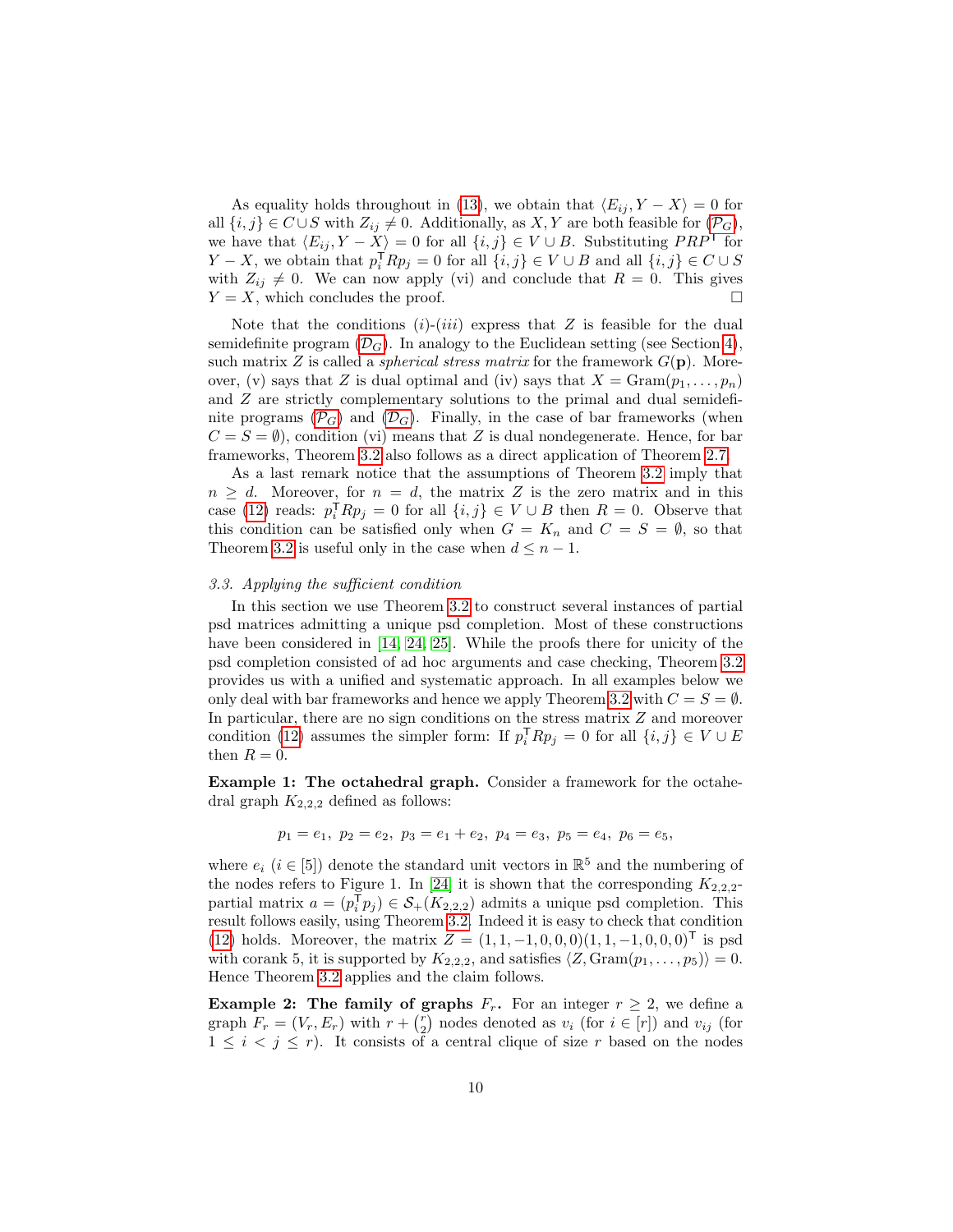As equality holds throughout in (13), we obtain that $\langle E_{ij}, Y - X\rangle = 0$ for all $\{i,j\} \in C \cup S$ with $Z_{ij} \neq 0$. Additionally, as $X, Y$ are both feasible for ($\mathcal{P}_G$), we have that $\langle E_{ij}, Y - X\rangle = 0$ for all $\{i,j\} \in V \cup B$. Substituting $PRP^{\mathsf{T}}$ for $Y - X$, we obtain that $p_i^{\mathsf{T}} R p_j = 0$ for all $\{i,j\} \in V \cup B$ and all $\{i,j\} \in C \cup S$ with $Z_{ij} \neq 0$. We can now apply (vi) and conclude that $R = 0$. This gives $Y = X$, which concludes the proof. □

Note that the conditions $(i)$-$(iii)$ express that $Z$ is feasible for the dual semidefinite program ($\mathcal{D}_G$). In analogy to the Euclidean setting (see Section 4), such matrix $Z$ is called a *spherical stress matrix* for the framework $G(\mathbf{p})$. Moreover, (v) says that $Z$ is dual optimal and (iv) says that $X = \mathrm{Gram}(p_1, \ldots, p_n)$ and $Z$ are strictly complementary solutions to the primal and dual semidefinite programs ($\mathcal{P}_G$) and ($\mathcal{D}_G$). Finally, in the case of bar frameworks (when $C = S = \emptyset$), condition (vi) means that $Z$ is dual nondegenerate. Hence, for bar frameworks, Theorem 3.2 also follows as a direct application of Theorem 2.7.

As a last remark notice that the assumptions of Theorem 3.2 imply that $n \geq d$. Moreover, for $n = d$, the matrix $Z$ is the zero matrix and in this case (12) reads: $p_i^{\mathsf{T}} R p_j = 0$ for all $\{i,j\} \in V \cup B$ then $R = 0$. Observe that this condition can be satisfied only when $G = K_n$ and $C = S = \emptyset$, so that Theorem 3.2 is useful only in the case when $d \leq n - 1$.

### 3.3. Applying the sufficient condition

In this section we use Theorem 3.2 to construct several instances of partial psd matrices admitting a unique psd completion. Most of these constructions have been considered in [14, 24, 25]. While the proofs there for unicity of the psd completion consisted of ad hoc arguments and case checking, Theorem 3.2 provides us with a unified and systematic approach. In all examples below we only deal with bar frameworks and hence we apply Theorem 3.2 with $C = S = \emptyset$. In particular, there are no sign conditions on the stress matrix $Z$ and moreover condition (12) assumes the simpler form: If $p_i^{\mathsf{T}} R p_j = 0$ for all $\{i,j\} \in V \cup E$ then $R = 0$.

**Example 1: The octahedral graph.** Consider a framework for the octahedral graph $K_{2,2,2}$ defined as follows:

$$p_1 = e_1,\ p_2 = e_2,\ p_3 = e_1 + e_2,\ p_4 = e_3,\ p_5 = e_4,\ p_6 = e_5,$$

where $e_i$ ($i \in [5]$) denote the standard unit vectors in $\mathbb{R}^5$ and the numbering of the nodes refers to Figure 1. In [24] it is shown that the corresponding $K_{2,2,2}$-partial matrix $a = (p_i^{\mathsf{T}} p_j) \in \mathcal{S}_+(K_{2,2,2})$ admits a unique psd completion. This result follows easily, using Theorem 3.2. Indeed it is easy to check that condition (12) holds. Moreover, the matrix $Z = (1, 1, -1, 0, 0, 0)(1, 1, -1, 0, 0, 0)^{\mathsf{T}}$ is psd with corank 5, it is supported by $K_{2,2,2}$, and satisfies $\langle Z, \mathrm{Gram}(p_1, \ldots, p_5)\rangle = 0$. Hence Theorem 3.2 applies and the claim follows.

**Example 2: The family of graphs $F_r$.** For an integer $r \geq 2$, we define a graph $F_r = (V_r, E_r)$ with $r + \binom{r}{2}$ nodes denoted as $v_i$ (for $i \in [r]$) and $v_{ij}$ (for $1 \leq i < j \leq r$). It consists of a central clique of size $r$ based on the nodes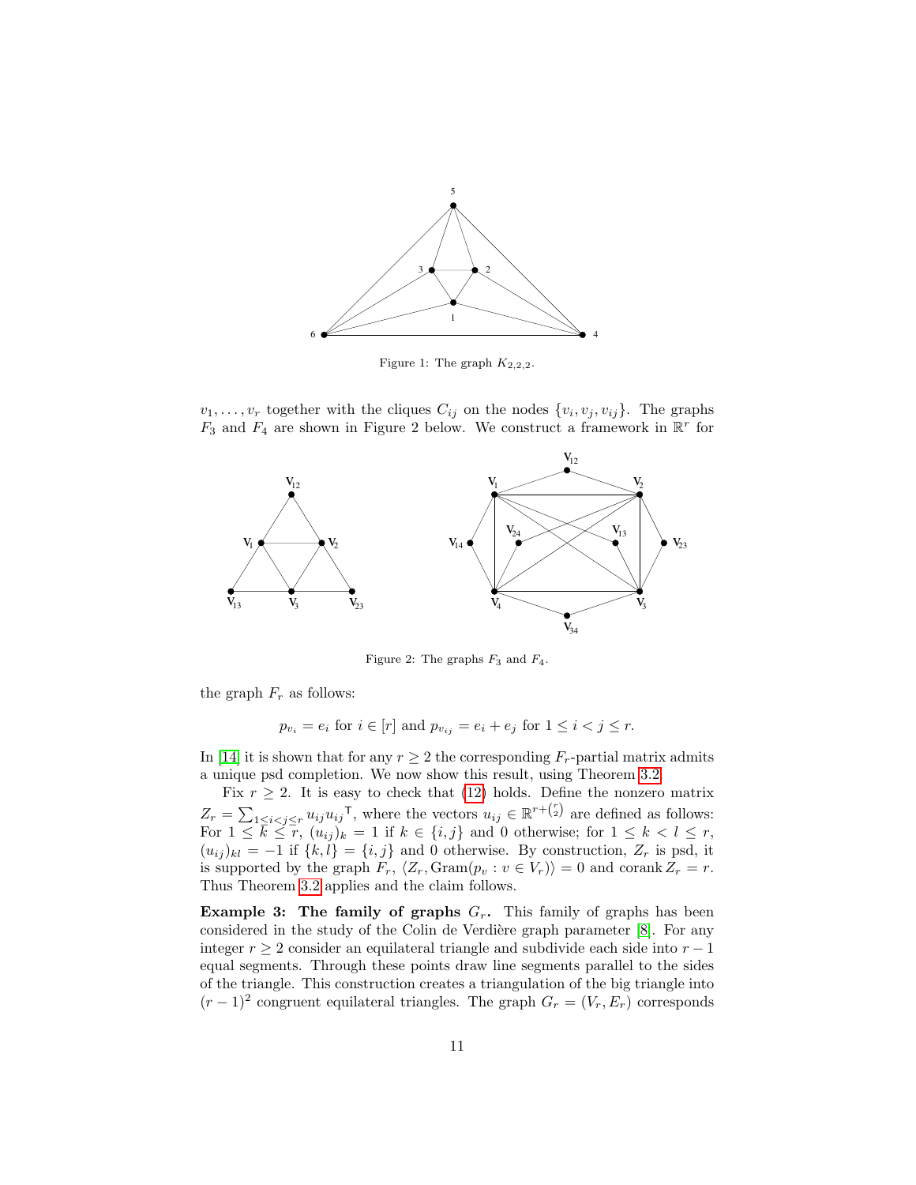Figure 1: The graph $K_{2,2,2}$.

$v_1, \ldots, v_r$ together with the cliques $C_{ij}$ on the nodes $\{v_i, v_j, v_{ij}\}$. The graphs $F_3$ and $F_4$ are shown in Figure 2 below. We construct a framework in $\mathbb{R}^r$ for

Figure 2: The graphs $F_3$ and $F_4$.

the graph $F_r$ as follows:

$$p_{v_i} = e_i \text{ for } i \in [r] \text{ and } p_{v_{ij}} = e_i + e_j \text{ for } 1 \leq i < j \leq r.$$

In [14] it is shown that for any $r \geq 2$ the corresponding $F_r$-partial matrix admits a unique psd completion. We now show this result, using Theorem 3.2.

Fix $r \geq 2$. It is easy to check that (12) holds. Define the nonzero matrix $Z_r = \sum_{1 \leq i < j \leq r} u_{ij} u_{ij}^{\mathsf{T}}$, where the vectors $u_{ij} \in \mathbb{R}^{r + \binom{r}{2}}$ are defined as follows: For $1 \leq k \leq r$, $(u_{ij})_k = 1$ if $k \in \{i, j\}$ and 0 otherwise; for $1 \leq k < l \leq r$, $(u_{ij})_{kl} = -1$ if $\{k, l\} = \{i, j\}$ and 0 otherwise. By construction, $Z_r$ is psd, it is supported by the graph $F_r$, $\langle Z_r, \mathrm{Gram}(p_v : v \in V_r) \rangle = 0$ and $\operatorname{corank} Z_r = r$. Thus Theorem 3.2 applies and the claim follows.

**Example 3: The family of graphs $G_r$.** This family of graphs has been considered in the study of the Colin de Verdière graph parameter [8]. For any integer $r \geq 2$ consider an equilateral triangle and subdivide each side into $r - 1$ equal segments. Through these points draw line segments parallel to the sides of the triangle. This construction creates a triangulation of the big triangle into $(r - 1)^2$ congruent equilateral triangles. The graph $G_r = (V_r, E_r)$ corresponds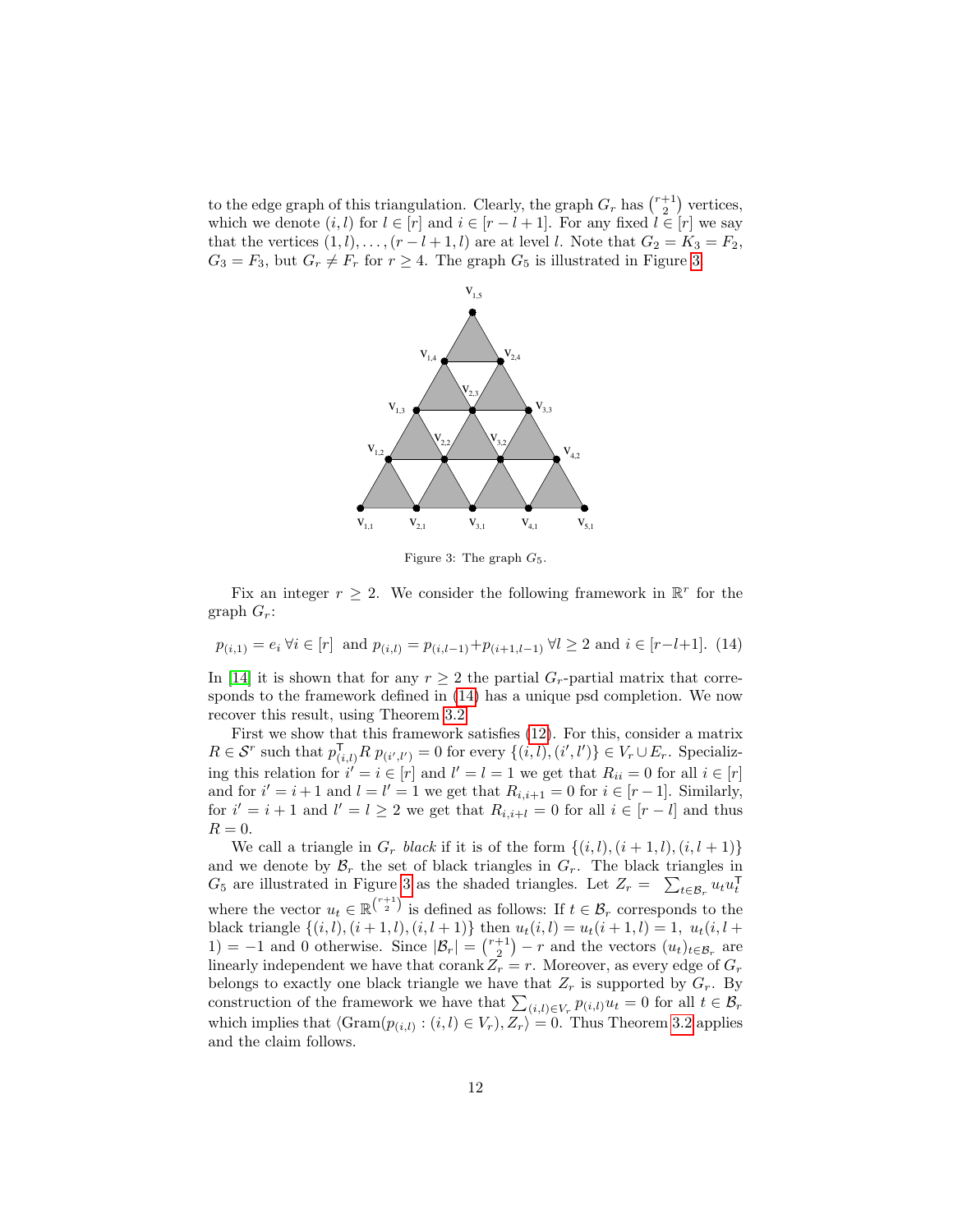to the edge graph of this triangulation. Clearly, the graph $G_r$ has $\binom{r+1}{2}$ vertices, which we denote $(i,l)$ for $l \in [r]$ and $i \in [r-l+1]$. For any fixed $l \in [r]$ we say that the vertices $(1,l),\ldots,(r-l+1,l)$ are at level $l$. Note that $G_2 = K_3 = F_2$, $G_3 = F_3$, but $G_r \neq F_r$ for $r \geq 4$. The graph $G_5$ is illustrated in Figure 3.

Figure 3: The graph $G_5$.

Fix an integer $r \geq 2$. We consider the following framework in $\mathbb{R}^r$ for the graph $G_r$:

$$p_{(i,1)} = e_i \ \forall i \in [r] \ \text{ and } \ p_{(i,l)} = p_{(i,l-1)} + p_{(i+1,l-1)} \ \forall l \geq 2 \text{ and } i \in [r-l+1]. \quad (14)$$

In [14] it is shown that for any $r \geq 2$ the partial $G_r$-partial matrix that corresponds to the framework defined in (14) has a unique psd completion. We now recover this result, using Theorem 3.2.

First we show that this framework satisfies (12). For this, consider a matrix $R \in \mathcal{S}^r$ such that $p_{(i,l)}^\mathsf{T} R\, p_{(i',l')} = 0$ for every $\{(i,l),(i',l')\} \in V_r \cup E_r$. Specializing this relation for $i' = i \in [r]$ and $l' = l = 1$ we get that $R_{ii} = 0$ for all $i \in [r]$ and for $i' = i+1$ and $l = l' = 1$ we get that $R_{i,i+1} = 0$ for $i \in [r-1]$. Similarly, for $i' = i+1$ and $l' = l \geq 2$ we get that $R_{i,i+l} = 0$ for all $i \in [r-l]$ and thus $R = 0$.

We call a triangle in $G_r$ *black* if it is of the form $\{(i,l),(i+1,l),(i,l+1)\}$ and we denote by $\mathcal{B}_r$ the set of black triangles in $G_r$. The black triangles in $G_5$ are illustrated in Figure 3 as the shaded triangles. Let $Z_r = \sum_{t \in \mathcal{B}_r} u_t u_t^\mathsf{T}$ where the vector $u_t \in \mathbb{R}^{\binom{r+1}{2}}$ is defined as follows: If $t \in \mathcal{B}_r$ corresponds to the black triangle $\{(i,l),(i+1,l),(i,l+1)\}$ then $u_t(i,l) = u_t(i+1,l) = 1$, $u_t(i,l+1) = -1$ and 0 otherwise. Since $|\mathcal{B}_r| = \binom{r+1}{2} - r$ and the vectors $(u_t)_{t \in \mathcal{B}_r}$ are linearly independent we have that $\operatorname{corank} Z_r = r$. Moreover, as every edge of $G_r$ belongs to exactly one black triangle we have that $Z_r$ is supported by $G_r$. By construction of the framework we have that $\sum_{(i,l) \in V_r} p_{(i,l)} u_t = 0$ for all $t \in \mathcal{B}_r$ which implies that $\langle \mathrm{Gram}(p_{(i,l)} : (i,l) \in V_r), Z_r \rangle = 0$. Thus Theorem 3.2 applies and the claim follows.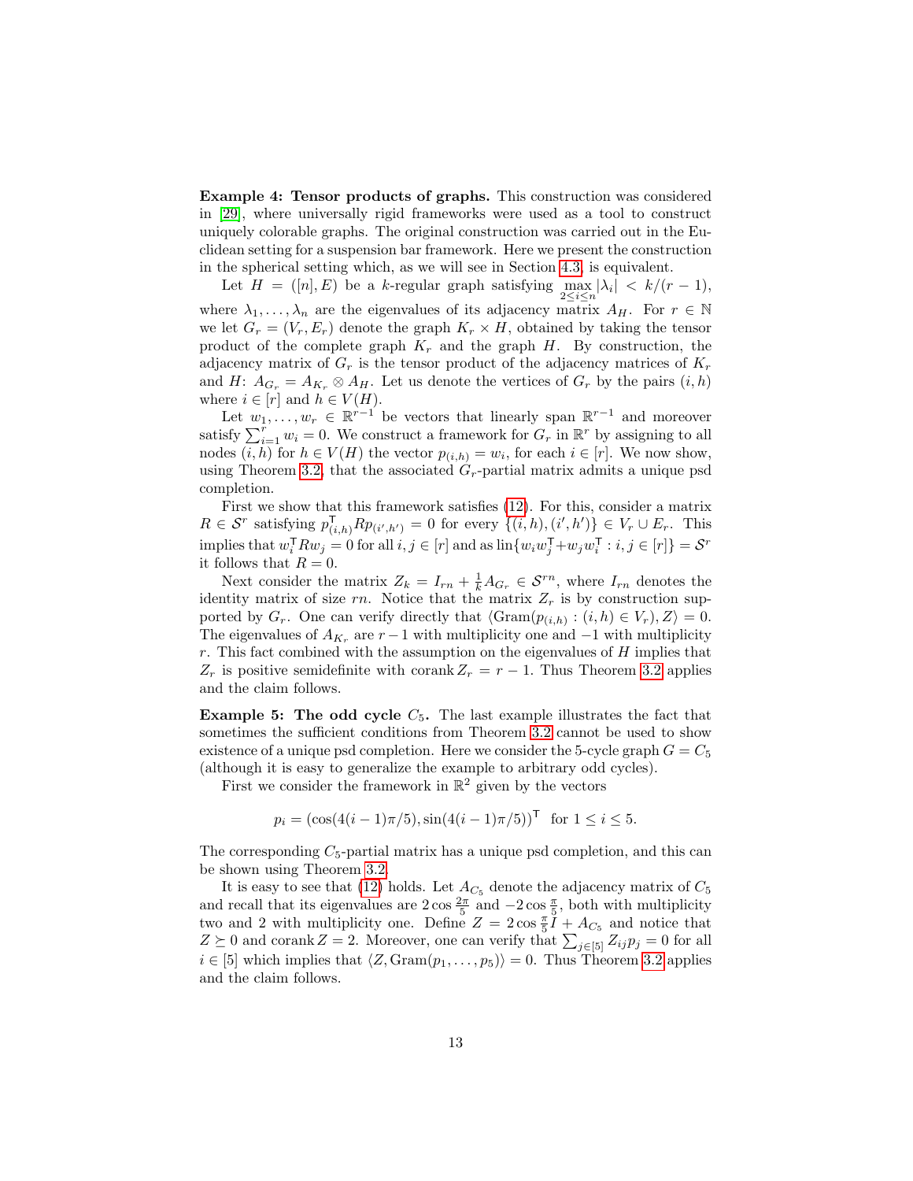**Example 4: Tensor products of graphs.** This construction was considered in [29], where universally rigid frameworks were used as a tool to construct uniquely colorable graphs. The original construction was carried out in the Euclidean setting for a suspension bar framework. Here we present the construction in the spherical setting which, as we will see in Section 4.3, is equivalent.

Let $H = ([n], E)$ be a $k$-regular graph satisfying $\max_{2 \leq i \leq n} |\lambda_i| < k/(r-1)$, where $\lambda_1, \ldots, \lambda_n$ are the eigenvalues of its adjacency matrix $A_H$. For $r \in \mathbb{N}$ we let $G_r = (V_r, E_r)$ denote the graph $K_r \times H$, obtained by taking the tensor product of the complete graph $K_r$ and the graph $H$. By construction, the adjacency matrix of $G_r$ is the tensor product of the adjacency matrices of $K_r$ and $H$: $A_{G_r} = A_{K_r} \otimes A_H$. Let us denote the vertices of $G_r$ by the pairs $(i, h)$ where $i \in [r]$ and $h \in V(H)$.

Let $w_1, \ldots, w_r \in \mathbb{R}^{r-1}$ be vectors that linearly span $\mathbb{R}^{r-1}$ and moreover satisfy $\sum_{i=1}^r w_i = 0$. We construct a framework for $G_r$ in $\mathbb{R}^r$ by assigning to all nodes $(i, h)$ for $h \in V(H)$ the vector $p_{(i,h)} = w_i$, for each $i \in [r]$. We now show, using Theorem 3.2, that the associated $G_r$-partial matrix admits a unique psd completion.

First we show that this framework satisfies (12). For this, consider a matrix $R \in \mathcal{S}^r$ satisfying $p_{(i,h)}^\mathsf{T} R p_{(i',h')} = 0$ for every $\{(i,h),(i',h')\} \in V_r \cup E_r$. This implies that $w_i^\mathsf{T} R w_j = 0$ for all $i, j \in [r]$ and as $\mathrm{lin}\{w_i w_j^\mathsf{T} + w_j w_i^\mathsf{T} : i, j \in [r]\} = \mathcal{S}^r$ it follows that $R = 0$.

Next consider the matrix $Z_k = I_{rn} + \frac{1}{k} A_{G_r} \in \mathcal{S}^{rn}$, where $I_{rn}$ denotes the identity matrix of size $rn$. Notice that the matrix $Z_r$ is by construction supported by $G_r$. One can verify directly that $\langle \mathrm{Gram}(p_{(i,h)} : (i,h) \in V_r), Z \rangle = 0$. The eigenvalues of $A_{K_r}$ are $r-1$ with multiplicity one and $-1$ with multiplicity $r$. This fact combined with the assumption on the eigenvalues of $H$ implies that $Z_r$ is positive semidefinite with $\mathrm{corank}\, Z_r = r - 1$. Thus Theorem 3.2 applies and the claim follows.

**Example 5: The odd cycle $C_5$.** The last example illustrates the fact that sometimes the sufficient conditions from Theorem 3.2 cannot be used to show existence of a unique psd completion. Here we consider the 5-cycle graph $G = C_5$ (although it is easy to generalize the example to arbitrary odd cycles).

First we consider the framework in $\mathbb{R}^2$ given by the vectors

$$p_i = (\cos(4(i-1)\pi/5), \sin(4(i-1)\pi/5))^\mathsf{T} \ \text{ for } 1 \leq i \leq 5.$$

The corresponding $C_5$-partial matrix has a unique psd completion, and this can be shown using Theorem 3.2.

It is easy to see that (12) holds. Let $A_{C_5}$ denote the adjacency matrix of $C_5$ and recall that its eigenvalues are $2\cos\frac{2\pi}{5}$ and $-2\cos\frac{\pi}{5}$, both with multiplicity two and 2 with multiplicity one. Define $Z = 2\cos\frac{\pi}{5} I + A_{C_5}$ and notice that $Z \succeq 0$ and $\mathrm{corank}\, Z = 2$. Moreover, one can verify that $\sum_{j \in [5]} Z_{ij} p_j = 0$ for all $i \in [5]$ which implies that $\langle Z, \mathrm{Gram}(p_1, \ldots, p_5) \rangle = 0$. Thus Theorem 3.2 applies and the claim follows.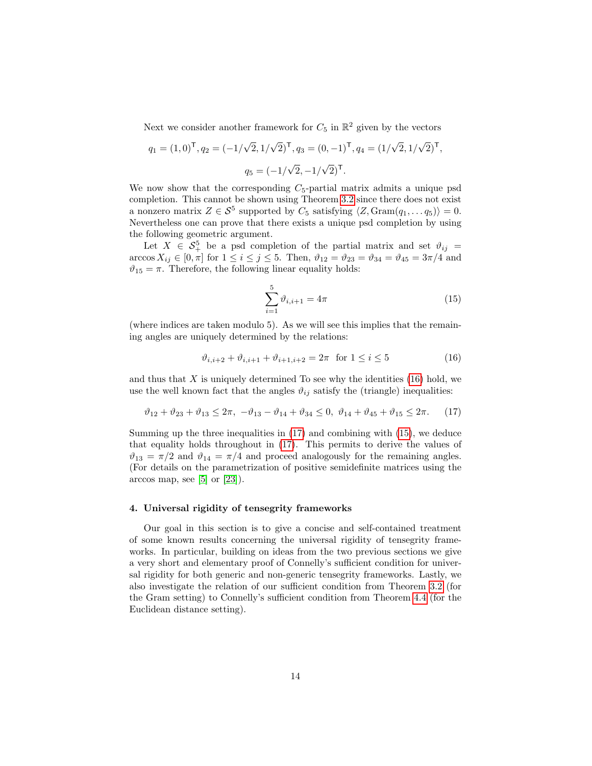Next we consider another framework for $C_5$ in $\mathbb{R}^2$ given by the vectors

$$q_1 = (1,0)^\mathsf{T}, q_2 = (-1/\sqrt{2}, 1/\sqrt{2})^\mathsf{T}, q_3 = (0,-1)^\mathsf{T}, q_4 = (1/\sqrt{2}, 1/\sqrt{2})^\mathsf{T},$$

$$q_5 = (-1/\sqrt{2}, -1/\sqrt{2})^\mathsf{T}.$$

We now show that the corresponding $C_5$-partial matrix admits a unique psd completion. This cannot be shown using Theorem 3.2 since there does not exist a nonzero matrix $Z \in \mathcal{S}^5$ supported by $C_5$ satisfying $\langle Z, \mathrm{Gram}(q_1, \dots q_5)\rangle = 0$. Nevertheless one can prove that there exists a unique psd completion by using the following geometric argument.

Let $X \in \mathcal{S}^5_+$ be a psd completion of the partial matrix and set $\vartheta_{ij} = \arccos X_{ij} \in [0, \pi]$ for $1 \le i \le j \le 5$. Then, $\vartheta_{12} = \vartheta_{23} = \vartheta_{34} = \vartheta_{45} = 3\pi/4$ and $\vartheta_{15} = \pi$. Therefore, the following linear equality holds:

$$\sum_{i=1}^{5} \vartheta_{i,i+1} = 4\pi \tag{15}$$

(where indices are taken modulo 5). As we will see this implies that the remaining angles are uniquely determined by the relations:

$$\vartheta_{i,i+2} + \vartheta_{i,i+1} + \vartheta_{i+1,i+2} = 2\pi \ \text{ for } 1 \le i \le 5 \tag{16}$$

and thus that $X$ is uniquely determined To see why the identities (16) hold, we use the well known fact that the angles $\vartheta_{ij}$ satisfy the (triangle) inequalities:

$$\vartheta_{12} + \vartheta_{23} + \vartheta_{13} \le 2\pi, \ -\vartheta_{13} - \vartheta_{14} + \vartheta_{34} \le 0, \ \vartheta_{14} + \vartheta_{45} + \vartheta_{15} \le 2\pi. \tag{17}$$

Summing up the three inequalities in (17) and combining with (15), we deduce that equality holds throughout in (17). This permits to derive the values of $\vartheta_{13} = \pi/2$ and $\vartheta_{14} = \pi/4$ and proceed analogously for the remaining angles. (For details on the parametrization of positive semidefinite matrices using the arccos map, see [5] or [23]).

## 4. Universal rigidity of tensegrity frameworks

Our goal in this section is to give a concise and self-contained treatment of some known results concerning the universal rigidity of tensegrity frameworks. In particular, building on ideas from the two previous sections we give a very short and elementary proof of Connelly's sufficient condition for universal rigidity for both generic and non-generic tensegrity frameworks. Lastly, we also investigate the relation of our sufficient condition from Theorem 3.2 (for the Gram setting) to Connelly's sufficient condition from Theorem 4.4 (for the Euclidean distance setting).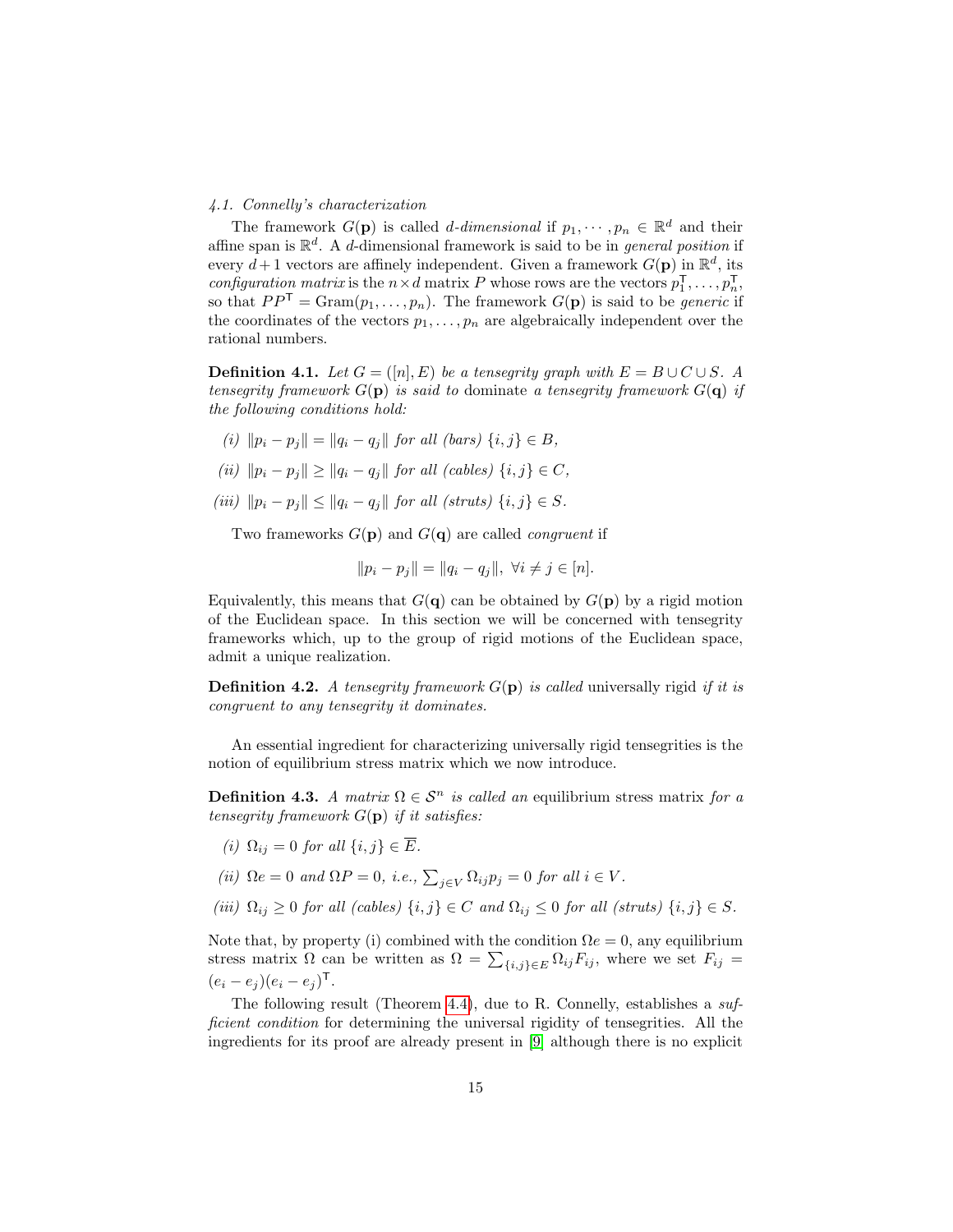### 4.1. Connelly's characterization

The framework $G(\mathbf{p})$ is called *$d$-dimensional* if $p_1, \cdots, p_n \in \mathbb{R}^d$ and their affine span is $\mathbb{R}^d$. A $d$-dimensional framework is said to be in *general position* if every $d+1$ vectors are affinely independent. Given a framework $G(\mathbf{p})$ in $\mathbb{R}^d$, its *configuration matrix* is the $n \times d$ matrix $P$ whose rows are the vectors $p_1^\mathsf{T}, \ldots, p_n^\mathsf{T}$, so that $PP^\mathsf{T} = \mathrm{Gram}(p_1, \ldots, p_n)$. The framework $G(\mathbf{p})$ is said to be *generic* if the coordinates of the vectors $p_1, \ldots, p_n$ are algebraically independent over the rational numbers.

**Definition 4.1.** *Let $G = ([n], E)$ be a tensegrity graph with $E = B \cup C \cup S$. A tensegrity framework $G(\mathbf{p})$ is said to* dominate *a tensegrity framework $G(\mathbf{q})$ if the following conditions hold:*

*(i) $\|p_i - p_j\| = \|q_i - q_j\|$ for all (bars) $\{i, j\} \in B$,*

*(ii) $\|p_i - p_j\| \geq \|q_i - q_j\|$ for all (cables) $\{i, j\} \in C$,*

*(iii) $\|p_i - p_j\| \leq \|q_i - q_j\|$ for all (struts) $\{i, j\} \in S$.*

Two frameworks $G(\mathbf{p})$ and $G(\mathbf{q})$ are called *congruent* if

$$\|p_i - p_j\| = \|q_i - q_j\|, \ \forall i \neq j \in [n].$$

Equivalently, this means that $G(\mathbf{q})$ can be obtained by $G(\mathbf{p})$ by a rigid motion of the Euclidean space. In this section we will be concerned with tensegrity frameworks which, up to the group of rigid motions of the Euclidean space, admit a unique realization.

**Definition 4.2.** *A tensegrity framework $G(\mathbf{p})$ is called* universally rigid *if it is congruent to any tensegrity it dominates.*

An essential ingredient for characterizing universally rigid tensegrities is the notion of equilibrium stress matrix which we now introduce.

**Definition 4.3.** *A matrix $\Omega \in \mathcal{S}^n$ is called an* equilibrium stress matrix *for a tensegrity framework $G(\mathbf{p})$ if it satisfies:*

*(i) $\Omega_{ij} = 0$ for all $\{i, j\} \in \overline{E}$.*

*(ii) $\Omega e = 0$ and $\Omega P = 0$, i.e., $\sum_{j \in V} \Omega_{ij} p_j = 0$ for all $i \in V$.*

*(iii) $\Omega_{ij} \geq 0$ for all (cables) $\{i, j\} \in C$ and $\Omega_{ij} \leq 0$ for all (struts) $\{i, j\} \in S$.*

Note that, by property (i) combined with the condition $\Omega e = 0$, any equilibrium stress matrix $\Omega$ can be written as $\Omega = \sum_{\{i,j\} \in E} \Omega_{ij} F_{ij}$, where we set $F_{ij} = (e_i - e_j)(e_i - e_j)^\mathsf{T}$.

The following result (Theorem 4.4), due to R. Connelly, establishes a *sufficient condition* for determining the universal rigidity of tensegrities. All the ingredients for its proof are already present in [9] although there is no explicit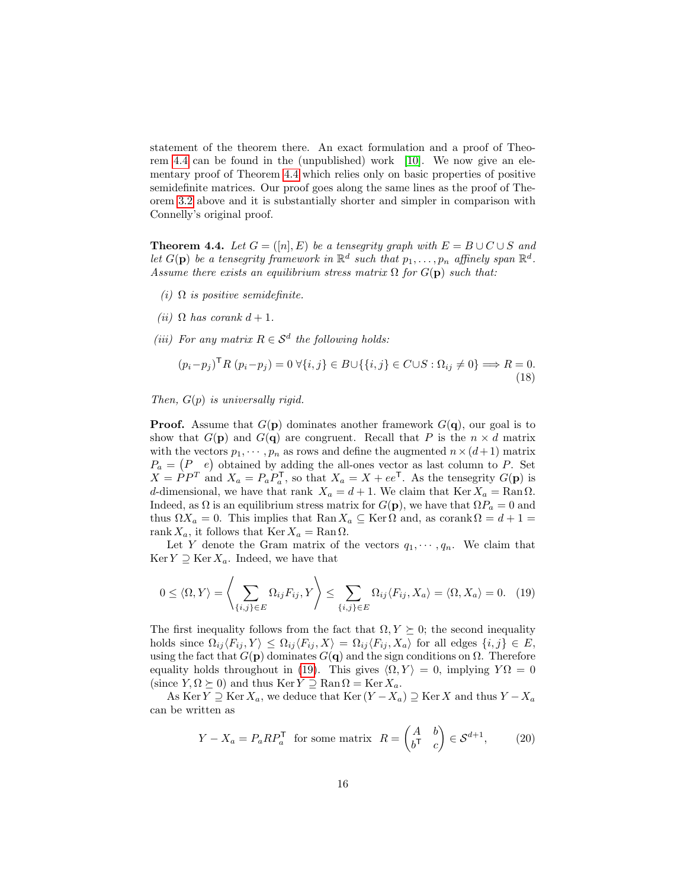statement of the theorem there. An exact formulation and a proof of Theorem 4.4 can be found in the (unpublished) work [10]. We now give an elementary proof of Theorem 4.4 which relies only on basic properties of positive semidefinite matrices. Our proof goes along the same lines as the proof of Theorem 3.2 above and it is substantially shorter and simpler in comparison with Connelly's original proof.

**Theorem 4.4.** *Let $G = ([n], E)$ be a tensegrity graph with $E = B \cup C \cup S$ and let $G(\mathbf{p})$ be a tensegrity framework in $\mathbb{R}^d$ such that $p_1, \ldots, p_n$ affinely span $\mathbb{R}^d$. Assume there exists an equilibrium stress matrix $\Omega$ for $G(\mathbf{p})$ such that:*

*(i) $\Omega$ is positive semidefinite.*

*(ii) $\Omega$ has corank $d+1$.*

*(iii) For any matrix $R \in \mathcal{S}^d$ the following holds:*

$$(p_i - p_j)^{\mathsf{T}} R\, (p_i - p_j) = 0 \;\forall \{i,j\} \in B \cup \{\{i,j\} \in C \cup S : \Omega_{ij} \neq 0\} \Longrightarrow R = 0. \tag{18}$$

*Then, $G(p)$ is universally rigid.*

**Proof.** Assume that $G(\mathbf{p})$ dominates another framework $G(\mathbf{q})$, our goal is to show that $G(\mathbf{p})$ and $G(\mathbf{q})$ are congruent. Recall that $P$ is the $n \times d$ matrix with the vectors $p_1, \cdots, p_n$ as rows and define the augmented $n \times (d+1)$ matrix $P_a = \begin{pmatrix} P & e \end{pmatrix}$ obtained by adding the all-ones vector as last column to $P$. Set $X = PP^T$ and $X_a = P_a P_a^{\mathsf{T}}$, so that $X_a = X + ee^{\mathsf{T}}$. As the tensegrity $G(\mathbf{p})$ is $d$-dimensional, we have that rank $X_a = d+1$. We claim that $\operatorname{Ker} X_a = \operatorname{Ran} \Omega$. Indeed, as $\Omega$ is an equilibrium stress matrix for $G(\mathbf{p})$, we have that $\Omega P_a = 0$ and thus $\Omega X_a = 0$. This implies that $\operatorname{Ran} X_a \subseteq \operatorname{Ker} \Omega$ and, as $\operatorname{corank} \Omega = d+1 = \operatorname{rank} X_a$, it follows that $\operatorname{Ker} X_a = \operatorname{Ran} \Omega$.

Let $Y$ denote the Gram matrix of the vectors $q_1, \cdots, q_n$. We claim that $\operatorname{Ker} Y \supseteq \operatorname{Ker} X_a$. Indeed, we have that

$$0 \leq \langle \Omega, Y \rangle = \left\langle \sum_{\{i,j\} \in E} \Omega_{ij} F_{ij}, Y \right\rangle \leq \sum_{\{i,j\} \in E} \Omega_{ij} \langle F_{ij}, X_a \rangle = \langle \Omega, X_a \rangle = 0. \tag{19}$$

The first inequality follows from the fact that $\Omega, Y \succeq 0$; the second inequality holds since $\Omega_{ij} \langle F_{ij}, Y \rangle \leq \Omega_{ij} \langle F_{ij}, X \rangle = \Omega_{ij} \langle F_{ij}, X_a \rangle$ for all edges $\{i,j\} \in E$, using the fact that $G(\mathbf{p})$ dominates $G(\mathbf{q})$ and the sign conditions on $\Omega$. Therefore equality holds throughout in (19). This gives $\langle \Omega, Y \rangle = 0$, implying $Y\Omega = 0$ (since $Y, \Omega \succeq 0$) and thus $\operatorname{Ker} Y \supseteq \operatorname{Ran} \Omega = \operatorname{Ker} X_a$.

As $\operatorname{Ker} Y \supseteq \operatorname{Ker} X_a$, we deduce that $\operatorname{Ker} (Y - X_a) \supseteq \operatorname{Ker} X$ and thus $Y - X_a$ can be written as

$$Y - X_a = P_a R P_a^{\mathsf{T}} \;\text{ for some matrix }\; R = \begin{pmatrix} A & b \\ b^{\mathsf{T}} & c \end{pmatrix} \in \mathcal{S}^{d+1}, \tag{20}$$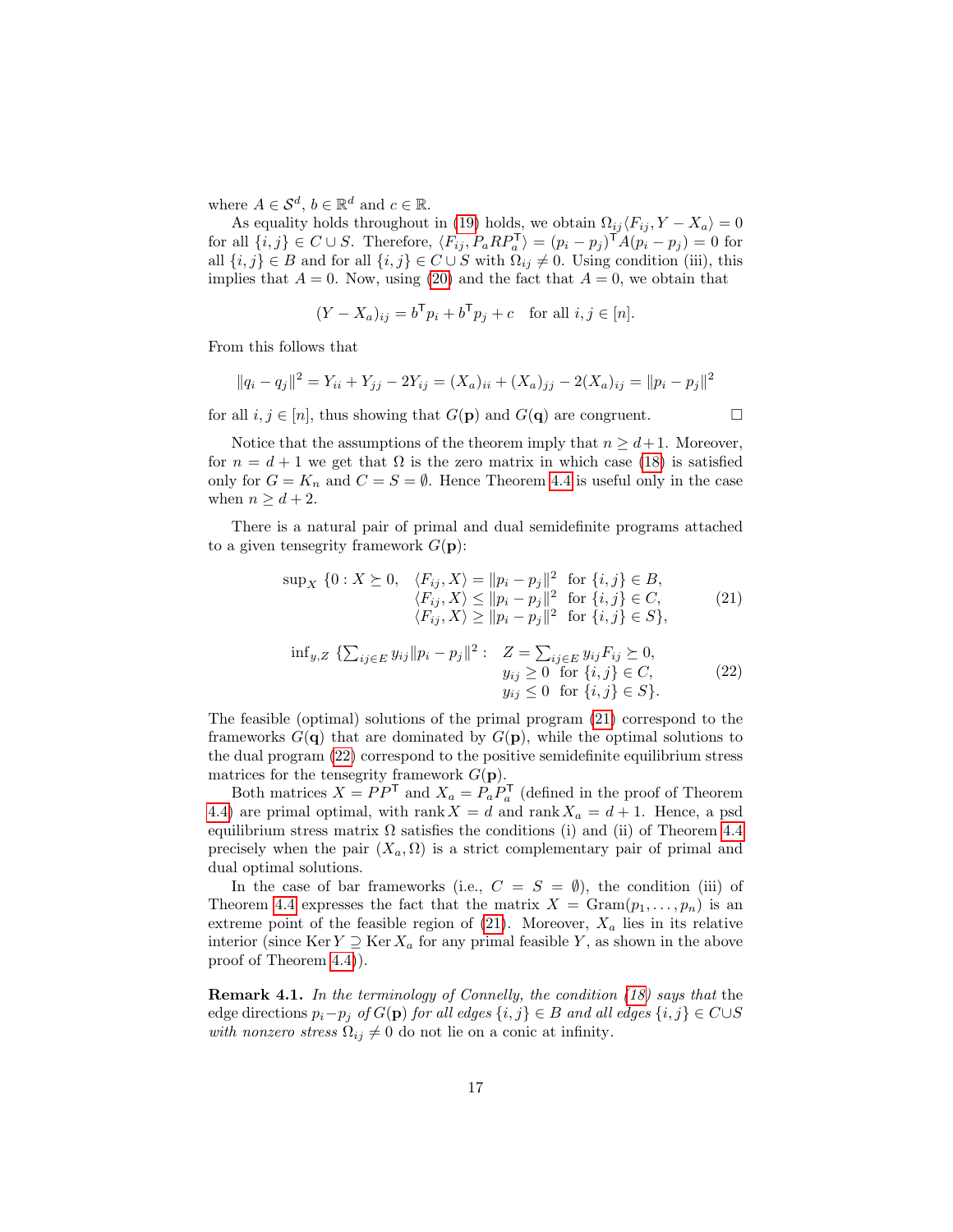where $A \in \mathcal{S}^d$, $b \in \mathbb{R}^d$ and $c \in \mathbb{R}$.

As equality holds throughout in (19) holds, we obtain $\Omega_{ij}\langle F_{ij}, Y - X_a\rangle = 0$ for all $\{i,j\} \in C \cup S$. Therefore, $\langle F_{ij}, P_a R P_a^\mathsf{T}\rangle = (p_i - p_j)^\mathsf{T} A (p_i - p_j) = 0$ for all $\{i,j\} \in B$ and for all $\{i,j\} \in C \cup S$ with $\Omega_{ij} \neq 0$. Using condition (iii), this implies that $A = 0$. Now, using (20) and the fact that $A = 0$, we obtain that

$$(Y - X_a)_{ij} = b^\mathsf{T} p_i + b^\mathsf{T} p_j + c \quad \text{for all } i,j \in [n].$$

From this follows that

$$\|q_i - q_j\|^2 = Y_{ii} + Y_{jj} - 2Y_{ij} = (X_a)_{ii} + (X_a)_{jj} - 2(X_a)_{ij} = \|p_i - p_j\|^2$$

for all $i,j \in [n]$, thus showing that $G(\mathbf{p})$ and $G(\mathbf{q})$ are congruent. $\square$

Notice that the assumptions of the theorem imply that $n \geq d+1$. Moreover, for $n = d+1$ we get that $\Omega$ is the zero matrix in which case (18) is satisfied only for $G = K_n$ and $C = S = \emptyset$. Hence Theorem 4.4 is useful only in the case when $n \geq d+2$.

There is a natural pair of primal and dual semidefinite programs attached to a given tensegrity framework $G(\mathbf{p})$:

$$\sup_X \; \{0 : X \succeq 0, \quad \begin{array}{ll} \langle F_{ij}, X\rangle = \|p_i - p_j\|^2 & \text{for } \{i,j\} \in B, \\ \langle F_{ij}, X\rangle \leq \|p_i - p_j\|^2 & \text{for } \{i,j\} \in C, \\ \langle F_{ij}, X\rangle \geq \|p_i - p_j\|^2 & \text{for } \{i,j\} \in S\}, \end{array} \tag{21}$$

$$\inf_{y,Z} \; \{\textstyle\sum_{ij \in E} y_{ij}\|p_i - p_j\|^2 : \quad \begin{array}{l} Z = \sum_{ij \in E} y_{ij} F_{ij} \succeq 0, \\ y_{ij} \geq 0 \;\; \text{for } \{i,j\} \in C, \\ y_{ij} \leq 0 \;\; \text{for } \{i,j\} \in S\}. \end{array} \tag{22}$$

The feasible (optimal) solutions of the primal program (21) correspond to the frameworks $G(\mathbf{q})$ that are dominated by $G(\mathbf{p})$, while the optimal solutions to the dual program (22) correspond to the positive semidefinite equilibrium stress matrices for the tensegrity framework $G(\mathbf{p})$.

Both matrices $X = PP^\mathsf{T}$ and $X_a = P_a P_a^\mathsf{T}$ (defined in the proof of Theorem 4.4) are primal optimal, with $\operatorname{rank} X = d$ and $\operatorname{rank} X_a = d+1$. Hence, a psd equilibrium stress matrix $\Omega$ satisfies the conditions (i) and (ii) of Theorem 4.4 precisely when the pair $(X_a, \Omega)$ is a strict complementary pair of primal and dual optimal solutions.

In the case of bar frameworks (i.e., $C = S = \emptyset$), the condition (iii) of Theorem 4.4 expresses the fact that the matrix $X = \operatorname{Gram}(p_1, \ldots, p_n)$ is an extreme point of the feasible region of (21). Moreover, $X_a$ lies in its relative interior (since $\operatorname{Ker} Y \supseteq \operatorname{Ker} X_a$ for any primal feasible $Y$, as shown in the above proof of Theorem 4.4).

**Remark 4.1.** *In the terminology of Connelly, the condition (18) says that* the edge directions $p_i - p_j$ *of* $G(\mathbf{p})$ *for all edges* $\{i,j\} \in B$ *and all edges* $\{i,j\} \in C \cup S$ *with nonzero stress* $\Omega_{ij} \neq 0$ do not lie on a conic at infinity.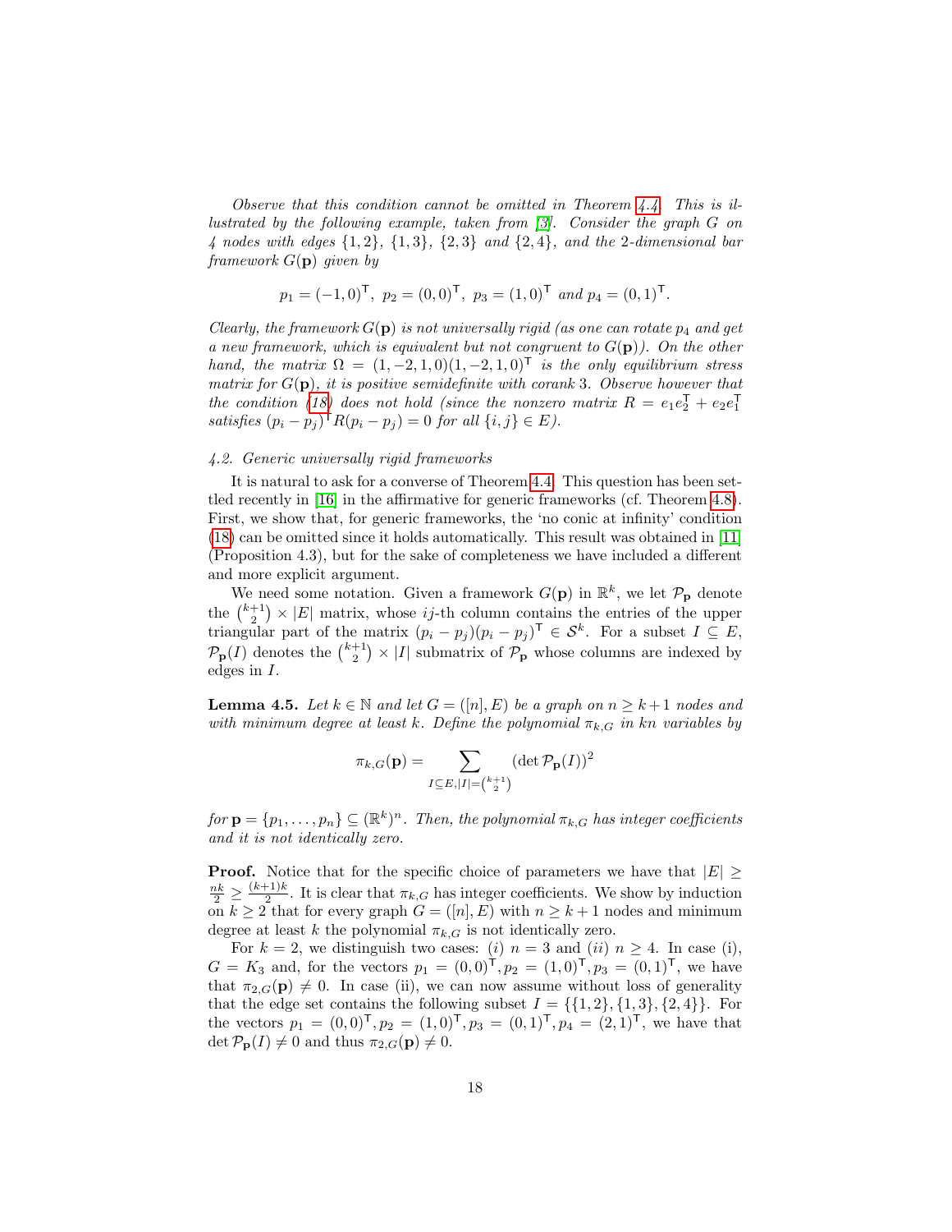*Observe that this condition cannot be omitted in Theorem 4.4. This is illustrated by the following example, taken from [3]. Consider the graph $G$ on 4 nodes with edges $\{1,2\}$, $\{1,3\}$, $\{2,3\}$ and $\{2,4\}$, and the 2-dimensional bar framework $G(\mathbf{p})$ given by*

$$p_1 = (-1,0)^\mathsf{T},\ p_2 = (0,0)^\mathsf{T},\ p_3 = (1,0)^\mathsf{T} \text{ and } p_4 = (0,1)^\mathsf{T}.$$

*Clearly, the framework $G(\mathbf{p})$ is not universally rigid (as one can rotate $p_4$ and get a new framework, which is equivalent but not congruent to $G(\mathbf{p})$). On the other hand, the matrix $\Omega = (1,-2,1,0)(1,-2,1,0)^\mathsf{T}$ is the only equilibrium stress matrix for $G(\mathbf{p})$, it is positive semidefinite with corank 3. Observe however that the condition (18) does not hold (since the nonzero matrix $R = e_1e_2^\mathsf{T} + e_2e_1^\mathsf{T}$ satisfies $(p_i - p_j)^\mathsf{T} R(p_i - p_j) = 0$ for all $\{i,j\} \in E$).*

### *4.2. Generic universally rigid frameworks*

It is natural to ask for a converse of Theorem 4.4. This question has been settled recently in [16] in the affirmative for generic frameworks (cf. Theorem 4.8). First, we show that, for generic frameworks, the 'no conic at infinity' condition (18) can be omitted since it holds automatically. This result was obtained in [11] (Proposition 4.3), but for the sake of completeness we have included a different and more explicit argument.

We need some notation. Given a framework $G(\mathbf{p})$ in $\mathbb{R}^k$, we let $\mathcal{P}_\mathbf{p}$ denote the $\binom{k+1}{2} \times |E|$ matrix, whose $ij$-th column contains the entries of the upper triangular part of the matrix $(p_i - p_j)(p_i - p_j)^\mathsf{T} \in \mathcal{S}^k$. For a subset $I \subseteq E$, $\mathcal{P}_\mathbf{p}(I)$ denotes the $\binom{k+1}{2} \times |I|$ submatrix of $\mathcal{P}_\mathbf{p}$ whose columns are indexed by edges in $I$.

**Lemma 4.5.** *Let $k \in \mathbb{N}$ and let $G = ([n], E)$ be a graph on $n \geq k+1$ nodes and with minimum degree at least $k$. Define the polynomial $\pi_{k,G}$ in $kn$ variables by*

$$\pi_{k,G}(\mathbf{p}) = \sum_{I \subseteq E, |I| = \binom{k+1}{2}} (\det \mathcal{P}_\mathbf{p}(I))^2$$

*for $\mathbf{p} = \{p_1, \ldots, p_n\} \subseteq (\mathbb{R}^k)^n$. Then, the polynomial $\pi_{k,G}$ has integer coefficients and it is not identically zero.*

**Proof.** Notice that for the specific choice of parameters we have that $|E| \geq \frac{nk}{2} \geq \frac{(k+1)k}{2}$. It is clear that $\pi_{k,G}$ has integer coefficients. We show by induction on $k \geq 2$ that for every graph $G = ([n], E)$ with $n \geq k+1$ nodes and minimum degree at least $k$ the polynomial $\pi_{k,G}$ is not identically zero.

For $k = 2$, we distinguish two cases: $(i)$ $n = 3$ and $(ii)$ $n \geq 4$. In case (i), $G = K_3$ and, for the vectors $p_1 = (0,0)^\mathsf{T}, p_2 = (1,0)^\mathsf{T}, p_3 = (0,1)^\mathsf{T}$, we have that $\pi_{2,G}(\mathbf{p}) \neq 0$. In case (ii), we can now assume without loss of generality that the edge set contains the following subset $I = \{\{1,2\}, \{1,3\}, \{2,4\}\}$. For the vectors $p_1 = (0,0)^\mathsf{T}, p_2 = (1,0)^\mathsf{T}, p_3 = (0,1)^\mathsf{T}, p_4 = (2,1)^\mathsf{T}$, we have that $\det \mathcal{P}_\mathbf{p}(I) \neq 0$ and thus $\pi_{2,G}(\mathbf{p}) \neq 0$.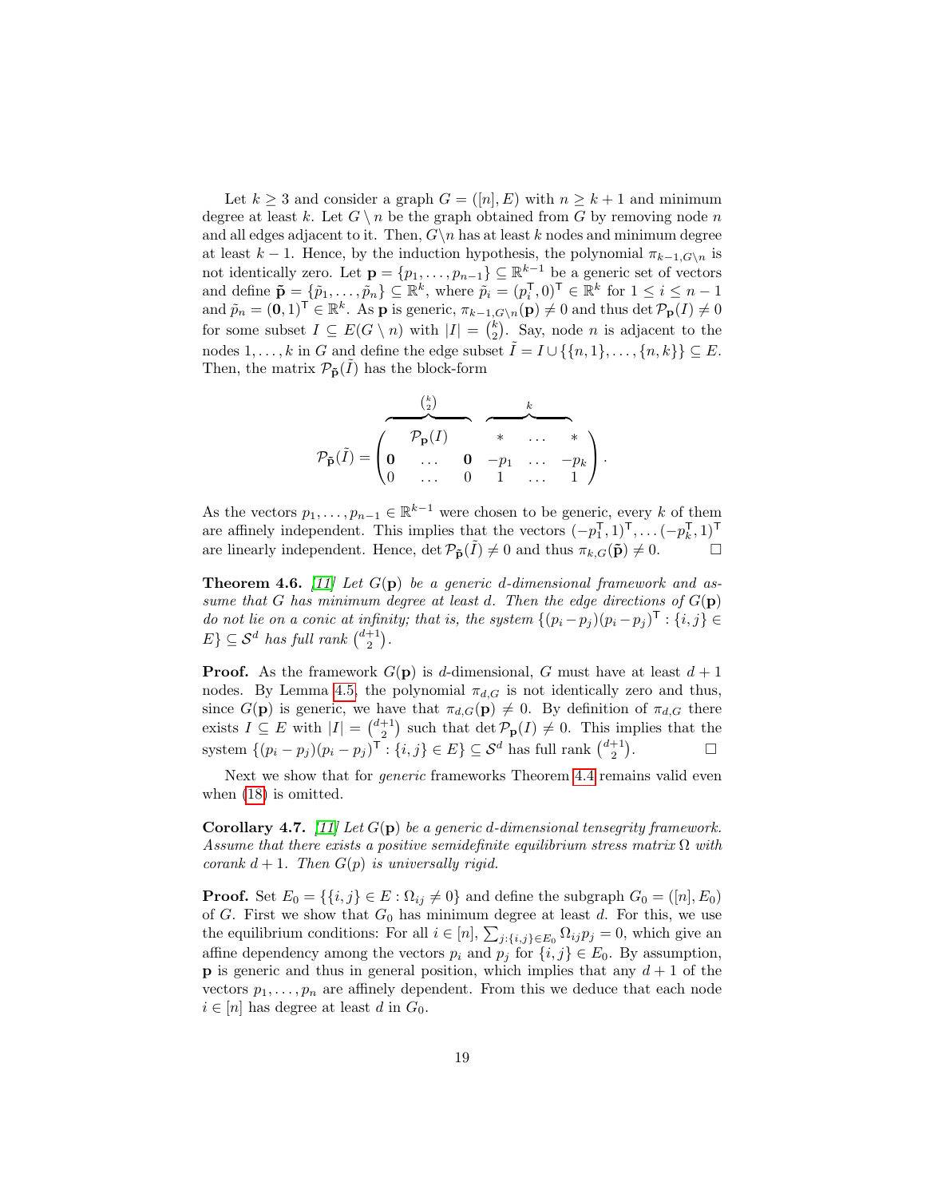Let $k \geq 3$ and consider a graph $G = ([n], E)$ with $n \geq k+1$ and minimum degree at least $k$. Let $G \setminus n$ be the graph obtained from $G$ by removing node $n$ and all edges adjacent to it. Then, $G \setminus n$ has at least $k$ nodes and minimum degree at least $k-1$. Hence, by the induction hypothesis, the polynomial $\pi_{k-1, G\setminus n}$ is not identically zero. Let $\mathbf{p} = \{p_1, \ldots, p_{n-1}\} \subseteq \mathbb{R}^{k-1}$ be a generic set of vectors and define $\tilde{\mathbf{p}} = \{\tilde{p}_1, \ldots, \tilde{p}_n\} \subseteq \mathbb{R}^k$, where $\tilde{p}_i = (p_i^\mathsf{T}, 0)^\mathsf{T} \in \mathbb{R}^k$ for $1 \leq i \leq n-1$ and $\tilde{p}_n = (\mathbf{0}, 1)^\mathsf{T} \in \mathbb{R}^k$. As $\mathbf{p}$ is generic, $\pi_{k-1, G\setminus n}(\mathbf{p}) \neq 0$ and thus $\det \mathcal{P}_\mathbf{p}(I) \neq 0$ for some subset $I \subseteq E(G \setminus n)$ with $|I| = \binom{k}{2}$. Say, node $n$ is adjacent to the nodes $1, \ldots, k$ in $G$ and define the edge subset $\tilde{I} = I \cup \{\{n,1\}, \ldots, \{n,k\}\} \subseteq E$. Then, the matrix $\mathcal{P}_{\tilde{\mathbf{p}}}(\tilde{I})$ has the block-form

$$\mathcal{P}_{\tilde{\mathbf{p}}}(\tilde{I}) = \begin{pmatrix} \overbrace{\qquad \mathcal{P}_\mathbf{p}(I) \qquad}^{\binom{k}{2}} & \overbrace{* \quad \ldots \quad *}^{k} \\ \mathbf{0} \quad \ldots \quad \mathbf{0} & -p_1 \quad \ldots \quad -p_k \\ 0 \quad \ldots \quad 0 & 1 \quad \ldots \quad 1 \end{pmatrix}.$$

As the vectors $p_1, \ldots, p_{n-1} \in \mathbb{R}^{k-1}$ were chosen to be generic, every $k$ of them are affinely independent. This implies that the vectors $(-p_1^\mathsf{T}, 1)^\mathsf{T}, \ldots (-p_k^\mathsf{T}, 1)^\mathsf{T}$ are linearly independent. Hence, $\det \mathcal{P}_{\tilde{\mathbf{p}}}(\tilde{I}) \neq 0$ and thus $\pi_{k,G}(\tilde{\mathbf{p}}) \neq 0$. $\square$

**Theorem 4.6.** [11] *Let $G(\mathbf{p})$ be a generic $d$-dimensional framework and assume that $G$ has minimum degree at least $d$. Then the edge directions of $G(\mathbf{p})$ do not lie on a conic at infinity; that is, the system $\{(p_i - p_j)(p_i - p_j)^\mathsf{T} : \{i,j\} \in E\} \subseteq \mathcal{S}^d$ has full rank $\binom{d+1}{2}$.*

**Proof.** As the framework $G(\mathbf{p})$ is $d$-dimensional, $G$ must have at least $d+1$ nodes. By Lemma 4.5, the polynomial $\pi_{d,G}$ is not identically zero and thus, since $G(\mathbf{p})$ is generic, we have that $\pi_{d,G}(\mathbf{p}) \neq 0$. By definition of $\pi_{d,G}$ there exists $I \subseteq E$ with $|I| = \binom{d+1}{2}$ such that $\det \mathcal{P}_\mathbf{p}(I) \neq 0$. This implies that the system $\{(p_i - p_j)(p_i - p_j)^\mathsf{T} : \{i,j\} \in E\} \subseteq \mathcal{S}^d$ has full rank $\binom{d+1}{2}$. $\square$

Next we show that for *generic* frameworks Theorem 4.4 remains valid even when (18) is omitted.

**Corollary 4.7.** [11] *Let $G(\mathbf{p})$ be a generic $d$-dimensional tensegrity framework. Assume that there exists a positive semidefinite equilibrium stress matrix $\Omega$ with corank $d+1$. Then $G(p)$ is universally rigid.*

**Proof.** Set $E_0 = \{\{i,j\} \in E : \Omega_{ij} \neq 0\}$ and define the subgraph $G_0 = ([n], E_0)$ of $G$. First we show that $G_0$ has minimum degree at least $d$. For this, we use the equilibrium conditions: For all $i \in [n]$, $\sum_{j:\{i,j\} \in E_0} \Omega_{ij} p_j = 0$, which give an affine dependency among the vectors $p_i$ and $p_j$ for $\{i,j\} \in E_0$. By assumption, $\mathbf{p}$ is generic and thus in general position, which implies that any $d+1$ of the vectors $p_1, \ldots, p_n$ are affinely dependent. From this we deduce that each node $i \in [n]$ has degree at least $d$ in $G_0$.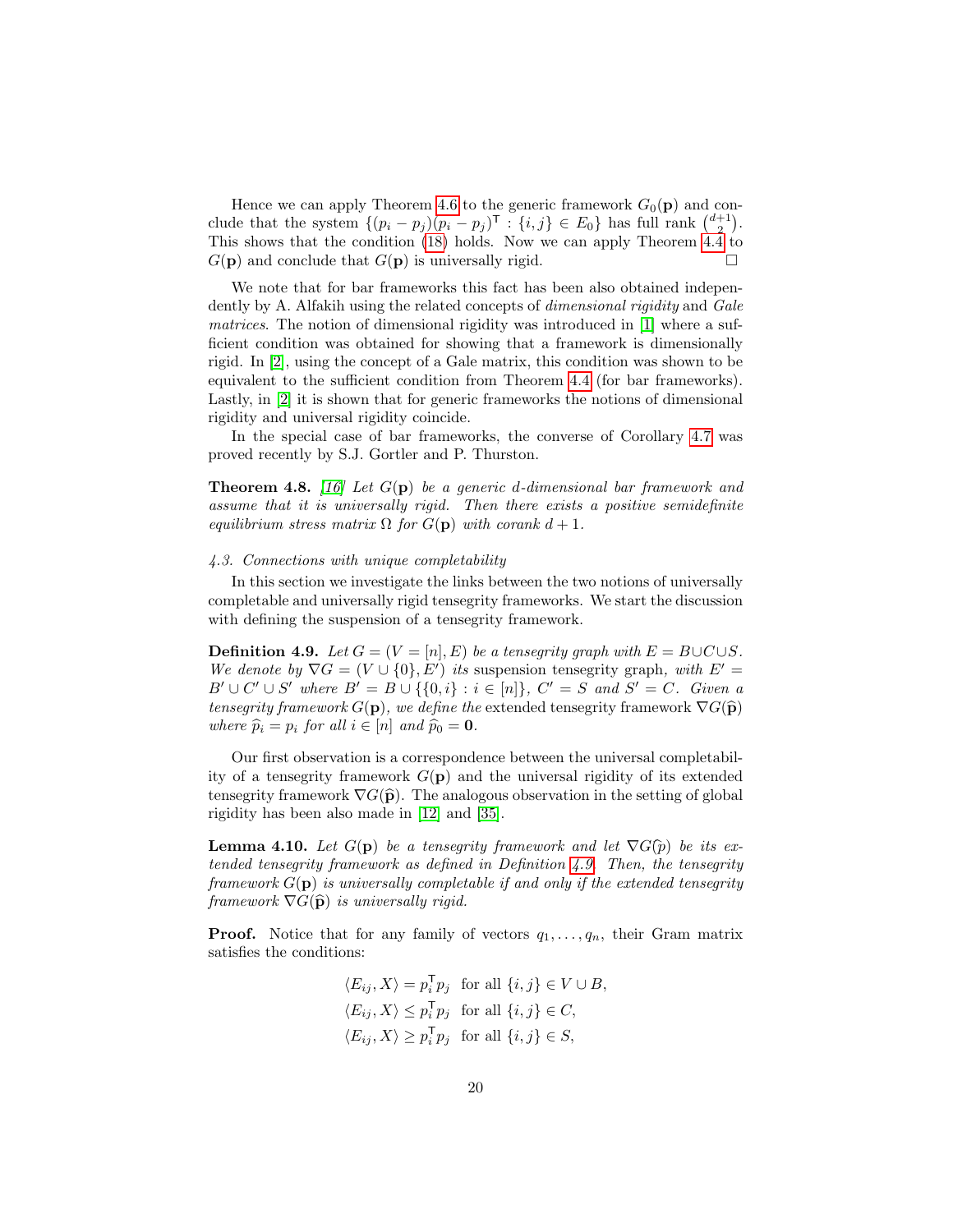Hence we can apply Theorem 4.6 to the generic framework $G_0(\mathbf{p})$ and conclude that the system $\{(p_i - p_j)(p_i - p_j)^\mathsf{T} : \{i,j\} \in E_0\}$ has full rank $\binom{d+1}{2}$. This shows that the condition (18) holds. Now we can apply Theorem 4.4 to $G(\mathbf{p})$ and conclude that $G(\mathbf{p})$ is universally rigid. □

We note that for bar frameworks this fact has been also obtained independently by A. Alfakih using the related concepts of *dimensional rigidity* and *Gale matrices*. The notion of dimensional rigidity was introduced in [1] where a sufficient condition was obtained for showing that a framework is dimensionally rigid. In [2], using the concept of a Gale matrix, this condition was shown to be equivalent to the sufficient condition from Theorem 4.4 (for bar frameworks). Lastly, in [2] it is shown that for generic frameworks the notions of dimensional rigidity and universal rigidity coincide.

In the special case of bar frameworks, the converse of Corollary 4.7 was proved recently by S.J. Gortler and P. Thurston.

**Theorem 4.8.** *[16] Let $G(\mathbf{p})$ be a generic $d$-dimensional bar framework and assume that it is universally rigid. Then there exists a positive semidefinite equilibrium stress matrix $\Omega$ for $G(\mathbf{p})$ with corank $d+1$.*

*4.3. Connections with unique completability*

In this section we investigate the links between the two notions of universally completable and universally rigid tensegrity frameworks. We start the discussion with defining the suspension of a tensegrity framework.

**Definition 4.9.** *Let $G = (V = [n], E)$ be a tensegrity graph with $E = B \cup C \cup S$. We denote by $\nabla G = (V \cup \{0\}, E')$ its* suspension tensegrity graph, *with $E' = B' \cup C' \cup S'$ where $B' = B \cup \{\{0,i\} : i \in [n]\}$, $C' = S$ and $S' = C$. Given a tensegrity framework $G(\mathbf{p})$, we define the* extended tensegrity framework *$\nabla G(\widehat{\mathbf{p}})$ where $\widehat{p}_i = p_i$ for all $i \in [n]$ and $\widehat{p}_0 = \mathbf{0}$.*

Our first observation is a correspondence between the universal completability of a tensegrity framework $G(\mathbf{p})$ and the universal rigidity of its extended tensegrity framework $\nabla G(\widehat{\mathbf{p}})$. The analogous observation in the setting of global rigidity has been also made in [12] and [35].

**Lemma 4.10.** *Let $G(\mathbf{p})$ be a tensegrity framework and let $\nabla G(\widehat{p})$ be its extended tensegrity framework as defined in Definition 4.9. Then, the tensegrity framework $G(\mathbf{p})$ is universally completable if and only if the extended tensegrity framework $\nabla G(\widehat{\mathbf{p}})$ is universally rigid.*

**Proof.** Notice that for any family of vectors $q_1, \ldots, q_n$, their Gram matrix satisfies the conditions:

$$
\begin{aligned}
\langle E_{ij}, X \rangle &= p_i^\mathsf{T} p_j \ \text{ for all } \{i,j\} \in V \cup B, \\
\langle E_{ij}, X \rangle &\leq p_i^\mathsf{T} p_j \ \text{ for all } \{i,j\} \in C, \\
\langle E_{ij}, X \rangle &\geq p_i^\mathsf{T} p_j \ \text{ for all } \{i,j\} \in S,
\end{aligned}
$$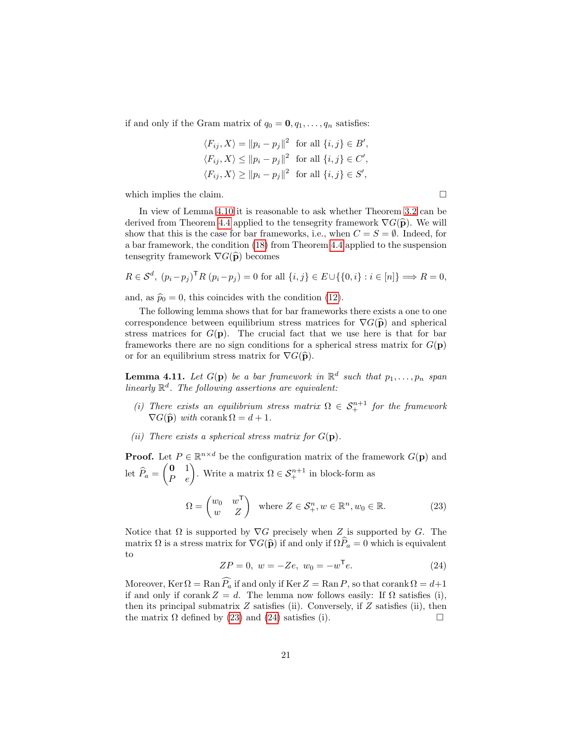if and only if the Gram matrix of $q_0 = \mathbf{0}, q_1, \dots, q_n$ satisfies:

$$
\begin{aligned}
\langle F_{ij}, X\rangle &= \|p_i - p_j\|^2 \quad \text{for all } \{i,j\} \in B',\\
\langle F_{ij}, X\rangle &\le \|p_i - p_j\|^2 \quad \text{for all } \{i,j\} \in C',\\
\langle F_{ij}, X\rangle &\ge \|p_i - p_j\|^2 \quad \text{for all } \{i,j\} \in S',
\end{aligned}
$$

which implies the claim. $\square$

In view of Lemma 4.10 it is reasonable to ask whether Theorem 3.2 can be derived from Theorem 4.4 applied to the tensegrity framework $\nabla G(\widehat{\mathbf{p}})$. We will show that this is the case for bar frameworks, i.e., when $C = S = \emptyset$. Indeed, for a bar framework, the condition (18) from Theorem 4.4 applied to the suspension tensegrity framework $\nabla G(\widehat{\mathbf{p}})$ becomes

$$
R \in \mathcal{S}^d,\ (p_i - p_j)^\mathsf{T} R\,(p_i - p_j) = 0 \text{ for all } \{i,j\} \in E \cup \{\{0,i\} : i \in [n]\} \Longrightarrow R = 0,
$$

and, as $\widehat{p}_0 = 0$, this coincides with the condition (12).

The following lemma shows that for bar frameworks there exists a one to one correspondence between equilibrium stress matrices for $\nabla G(\widehat{\mathbf{p}})$ and spherical stress matrices for $G(\mathbf{p})$. The crucial fact that we use here is that for bar frameworks there are no sign conditions for a spherical stress matrix for $G(\mathbf{p})$ or for an equilibrium stress matrix for $\nabla G(\widehat{\mathbf{p}})$.

**Lemma 4.11.** *Let $G(\mathbf{p})$ be a bar framework in $\mathbb{R}^d$ such that $p_1, \dots, p_n$ span linearly $\mathbb{R}^d$. The following assertions are equivalent:*

*(i) There exists an equilibrium stress matrix $\Omega \in \mathcal{S}^{n+1}_+$ for the framework $\nabla G(\widehat{\mathbf{p}})$ with* $\operatorname{corank} \Omega = d + 1$.

*(ii) There exists a spherical stress matrix for $G(\mathbf{p})$.*

**Proof.** Let $P \in \mathbb{R}^{n \times d}$ be the configuration matrix of the framework $G(\mathbf{p})$ and let $\widehat{P}_a = \begin{pmatrix} \mathbf{0} & 1 \\ P & e \end{pmatrix}$. Write a matrix $\Omega \in \mathcal{S}^{n+1}_+$ in block-form as

$$
\Omega = \begin{pmatrix} w_0 & w^\mathsf{T} \\ w & Z \end{pmatrix} \quad \text{where } Z \in \mathcal{S}^n_+, w \in \mathbb{R}^n, w_0 \in \mathbb{R}. \tag{23}
$$

Notice that $\Omega$ is supported by $\nabla G$ precisely when $Z$ is supported by $G$. The matrix $\Omega$ is a stress matrix for $\nabla G(\widehat{\mathbf{p}})$ if and only if $\Omega \widehat{P}_a = 0$ which is equivalent to

$$
ZP = 0,\ w = -Ze,\ w_0 = -w^\mathsf{T} e. \tag{24}
$$

Moreover, $\operatorname{Ker} \Omega = \operatorname{Ran} \widehat{P_a}$ if and only if $\operatorname{Ker} Z = \operatorname{Ran} P$, so that $\operatorname{corank} \Omega = d+1$ if and only if $\operatorname{corank} Z = d$. The lemma now follows easily: If $\Omega$ satisfies (i), then its principal submatrix $Z$ satisfies (ii). Conversely, if $Z$ satisfies (ii), then the matrix $\Omega$ defined by (23) and (24) satisfies (i). $\square$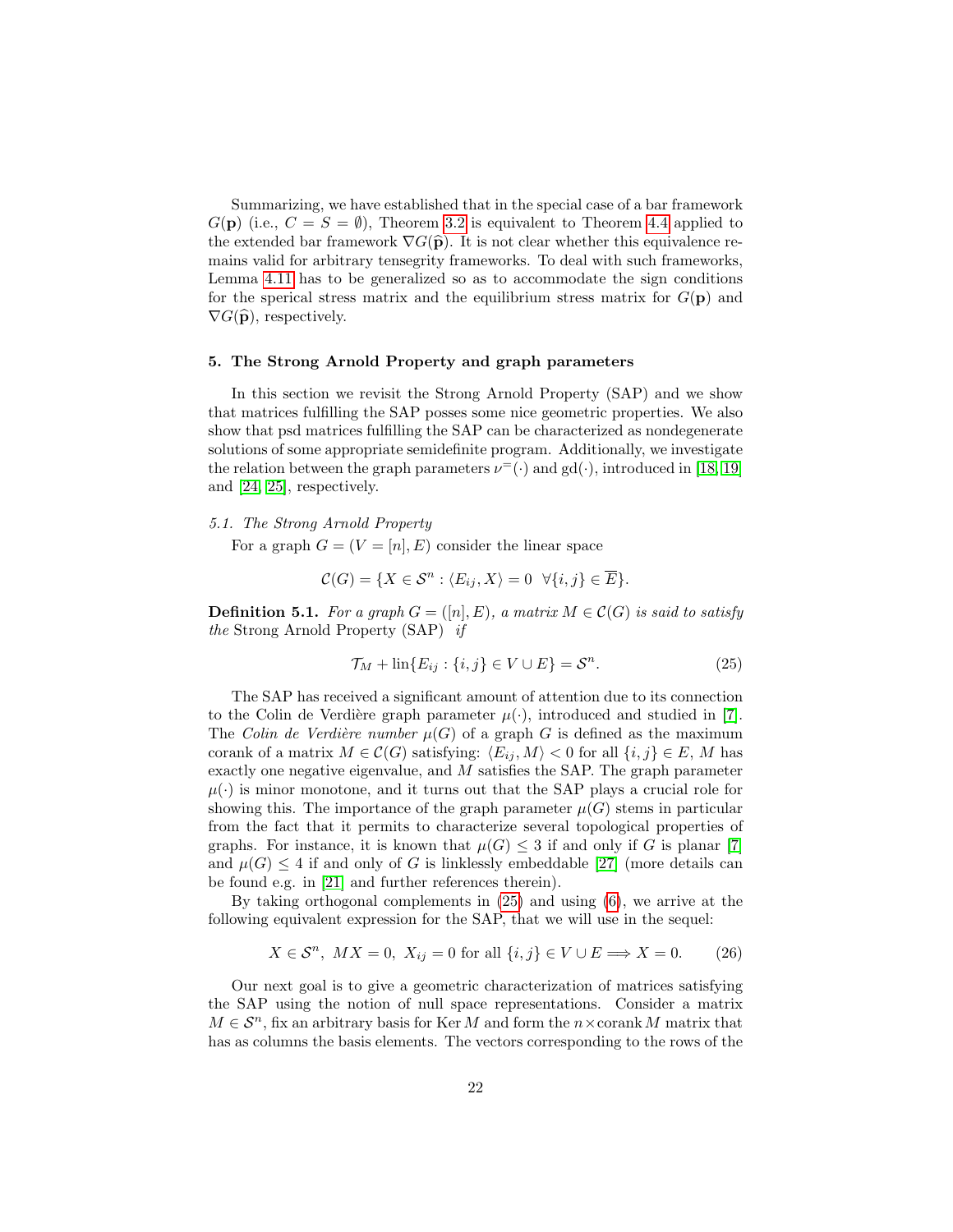Summarizing, we have established that in the special case of a bar framework $G(\mathbf{p})$ (i.e., $C = S = \emptyset$), Theorem 3.2 is equivalent to Theorem 4.4 applied to the extended bar framework $\nabla G(\widehat{\mathbf{p}})$. It is not clear whether this equivalence remains valid for arbitrary tensegrity frameworks. To deal with such frameworks, Lemma 4.11 has to be generalized so as to accommodate the sign conditions for the sperical stress matrix and the equilibrium stress matrix for $G(\mathbf{p})$ and $\nabla G(\widehat{\mathbf{p}})$, respectively.

## 5. The Strong Arnold Property and graph parameters

In this section we revisit the Strong Arnold Property (SAP) and we show that matrices fulfilling the SAP posses some nice geometric properties. We also show that psd matrices fulfilling the SAP can be characterized as nondegenerate solutions of some appropriate semidefinite program. Additionally, we investigate the relation between the graph parameters $\nu^{=}(\cdot)$ and $\mathrm{gd}(\cdot)$, introduced in [18, 19] and [24, 25], respectively.

### 5.1. The Strong Arnold Property

For a graph $G = (V = [n], E)$ consider the linear space

$$\mathcal{C}(G) = \{X \in \mathcal{S}^n : \langle E_{ij}, X\rangle = 0 \ \ \forall \{i,j\} \in \overline{E}\}.$$

**Definition 5.1.** *For a graph $G = ([n], E)$, a matrix $M \in \mathcal{C}(G)$ is said to satisfy the* Strong Arnold Property (SAP) *if*

$$\mathcal{T}_M + \mathrm{lin}\{E_{ij} : \{i,j\} \in V \cup E\} = \mathcal{S}^n. \tag{25}$$

The SAP has received a significant amount of attention due to its connection to the Colin de Verdière graph parameter $\mu(\cdot)$, introduced and studied in [7]. The *Colin de Verdière number* $\mu(G)$ of a graph $G$ is defined as the maximum corank of a matrix $M \in \mathcal{C}(G)$ satisfying: $\langle E_{ij}, M\rangle < 0$ for all $\{i,j\} \in E$, $M$ has exactly one negative eigenvalue, and $M$ satisfies the SAP. The graph parameter $\mu(\cdot)$ is minor monotone, and it turns out that the SAP plays a crucial role for showing this. The importance of the graph parameter $\mu(G)$ stems in particular from the fact that it permits to characterize several topological properties of graphs. For instance, it is known that $\mu(G) \leq 3$ if and only if $G$ is planar [7] and $\mu(G) \leq 4$ if and only of $G$ is linklessly embeddable [27] (more details can be found e.g. in [21] and further references therein).

By taking orthogonal complements in (25) and using (6), we arrive at the following equivalent expression for the SAP, that we will use in the sequel:

$$X \in \mathcal{S}^n, \ MX = 0, \ X_{ij} = 0 \text{ for all } \{i,j\} \in V \cup E \Longrightarrow X = 0. \tag{26}$$

Our next goal is to give a geometric characterization of matrices satisfying the SAP using the notion of null space representations. Consider a matrix $M \in \mathcal{S}^n$, fix an arbitrary basis for $\mathrm{Ker}\, M$ and form the $n \times \mathrm{corank}\, M$ matrix that has as columns the basis elements. The vectors corresponding to the rows of the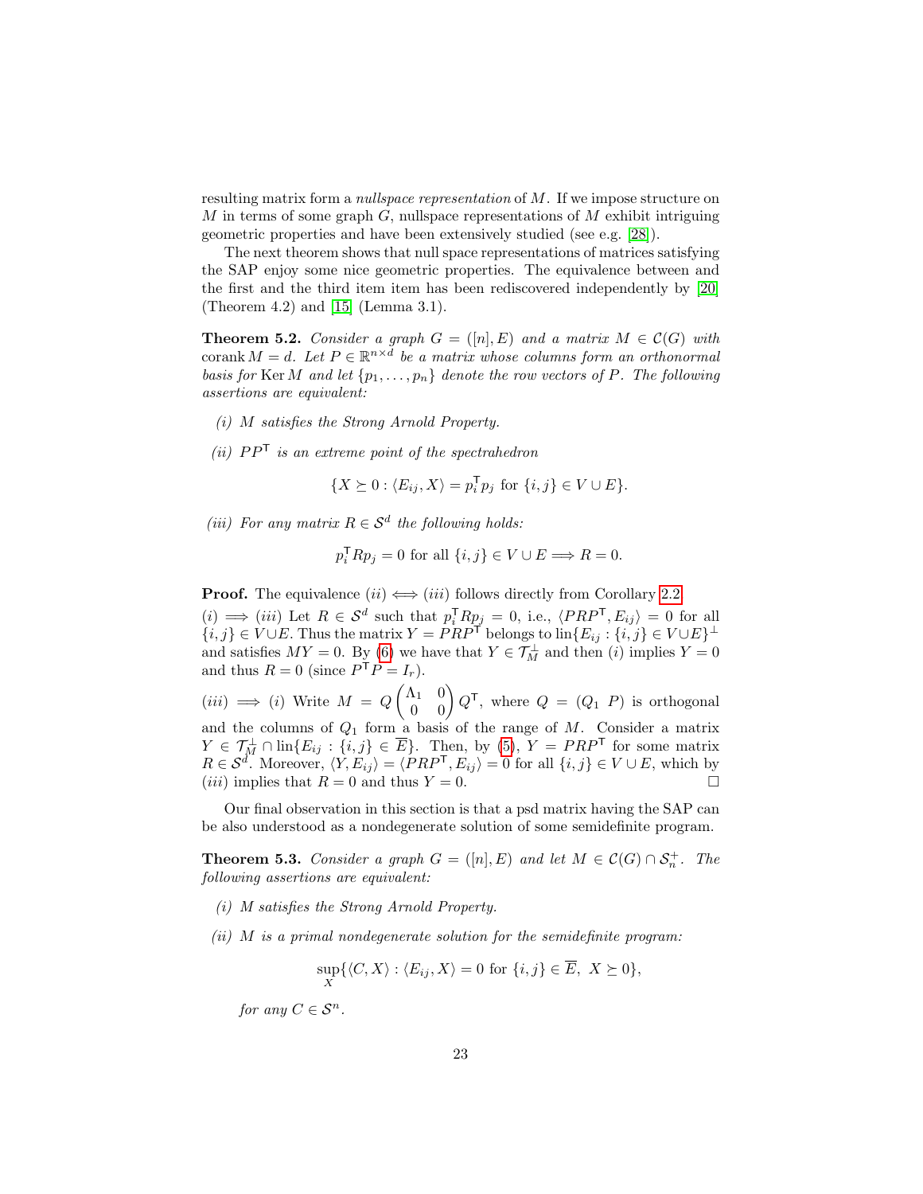resulting matrix form a *nullspace representation* of $M$. If we impose structure on $M$ in terms of some graph $G$, nullspace representations of $M$ exhibit intriguing geometric properties and have been extensively studied (see e.g. [28]).

The next theorem shows that null space representations of matrices satisfying the SAP enjoy some nice geometric properties. The equivalence between and the first and the third item item has been rediscovered independently by [20] (Theorem 4.2) and [15] (Lemma 3.1).

**Theorem 5.2.** *Consider a graph $G = ([n], E)$ and a matrix $M \in \mathcal{C}(G)$ with $\operatorname{corank} M = d$. Let $P \in \mathbb{R}^{n\times d}$ be a matrix whose columns form an orthonormal basis for $\operatorname{Ker} M$ and let $\{p_1, \ldots, p_n\}$ denote the row vectors of $P$. The following assertions are equivalent:*

*(i) $M$ satisfies the Strong Arnold Property.*

*(ii) $PP^\mathsf{T}$ is an extreme point of the spectrahedron*

$$\{X \succeq 0 : \langle E_{ij}, X\rangle = p_i^\mathsf{T} p_j \text{ for } \{i,j\} \in V \cup E\}.$$

*(iii) For any matrix $R \in \mathcal{S}^d$ the following holds:*

$$p_i^\mathsf{T} R p_j = 0 \text{ for all } \{i,j\} \in V \cup E \Longrightarrow R = 0.$$

**Proof.** The equivalence $(ii) \Longleftrightarrow (iii)$ follows directly from Corollary 2.2.
$(i) \Longrightarrow (iii)$ Let $R \in \mathcal{S}^d$ such that $p_i^\mathsf{T} R p_j = 0$, i.e., $\langle PRP^\mathsf{T}, E_{ij}\rangle = 0$ for all $\{i,j\} \in V \cup E$. Thus the matrix $Y = PRP^\mathsf{T}$ belongs to $\operatorname{lin}\{E_{ij} : \{i,j\} \in V \cup E\}^\perp$ and satisfies $MY = 0$. By (6) we have that $Y \in \mathcal{T}_M^\perp$ and then $(i)$ implies $Y = 0$ and thus $R = 0$ (since $P^\mathsf{T}P = I_r$).

$(iii) \Longrightarrow (i)$ Write $M = Q\begin{pmatrix} \Lambda_1 & 0 \\ 0 & 0\end{pmatrix}Q^\mathsf{T}$, where $Q = (Q_1\ P)$ is orthogonal and the columns of $Q_1$ form a basis of the range of $M$. Consider a matrix $Y \in \mathcal{T}_M^\perp \cap \operatorname{lin}\{E_{ij} : \{i,j\} \in \overline{E}\}$. Then, by (5), $Y = PRP^\mathsf{T}$ for some matrix $R \in \mathcal{S}^d$. Moreover, $\langle Y, E_{ij}\rangle = \langle PRP^\mathsf{T}, E_{ij}\rangle = 0$ for all $\{i,j\} \in V \cup E$, which by $(iii)$ implies that $R = 0$ and thus $Y = 0$. $\square$

Our final observation in this section is that a psd matrix having the SAP can be also understood as a nondegenerate solution of some semidefinite program.

**Theorem 5.3.** *Consider a graph $G = ([n], E)$ and let $M \in \mathcal{C}(G) \cap \mathcal{S}_n^+$. The following assertions are equivalent:*

*(i) $M$ satisfies the Strong Arnold Property.*

*(ii) $M$ is a primal nondegenerate solution for the semidefinite program:*

$$\sup_X\{\langle C, X\rangle : \langle E_{ij}, X\rangle = 0 \text{ for } \{i,j\} \in \overline{E},\ X \succeq 0\},$$

*for any $C \in \mathcal{S}^n$.*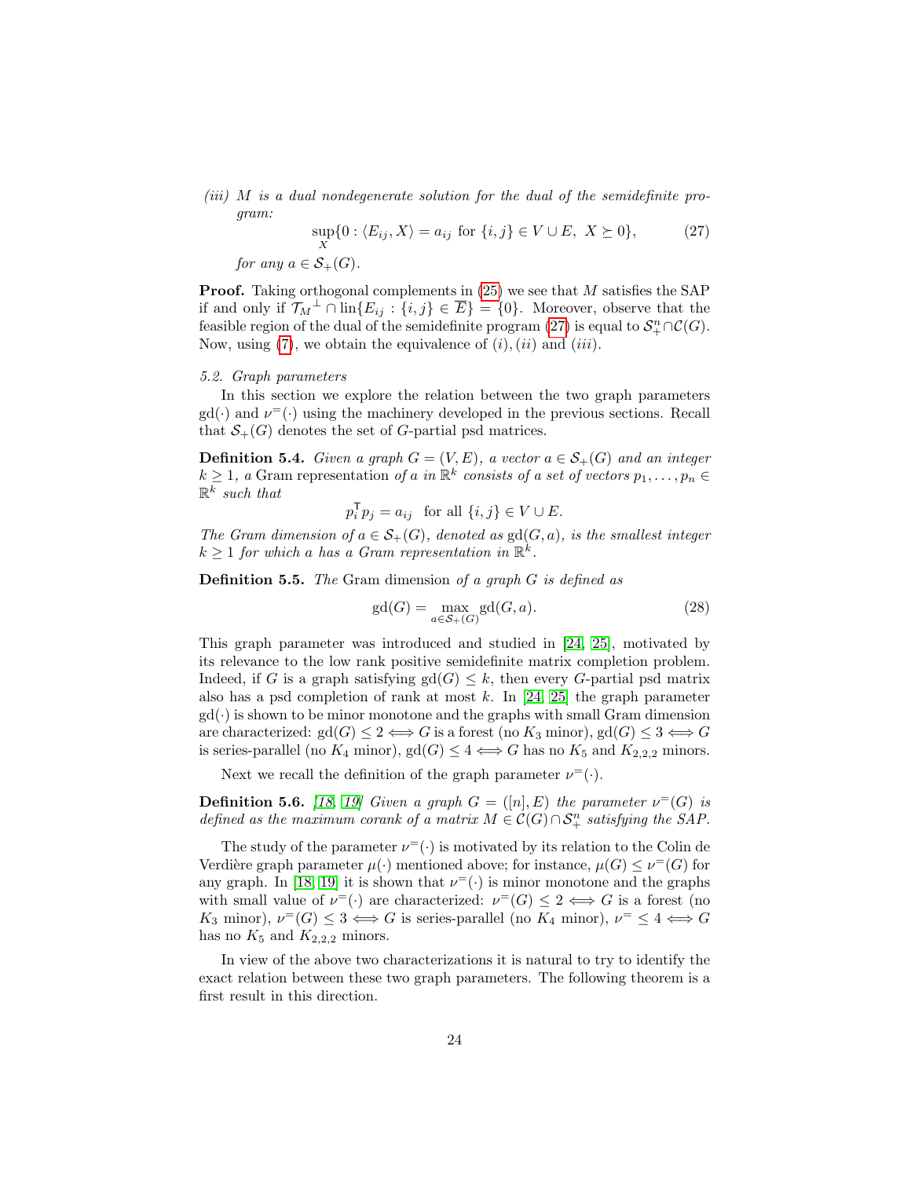*(iii) $M$ is a dual nondegenerate solution for the dual of the semidefinite program:*

$$\sup_X \{0 : \langle E_{ij}, X\rangle = a_{ij} \text{ for } \{i,j\} \in V \cup E,\ X \succeq 0\}, \tag{27}$$

*for any $a \in \mathcal{S}_+(G)$.*

**Proof.** Taking orthogonal complements in (25) we see that $M$ satisfies the SAP if and only if $\mathcal{T}_M{}^\perp \cap \text{lin}\{E_{ij} : \{i,j\} \in \overline{E}\} = \{0\}$. Moreover, observe that the feasible region of the dual of the semidefinite program (27) is equal to $\mathcal{S}^n_+ \cap \mathcal{C}(G)$. Now, using (7), we obtain the equivalence of $(i), (ii)$ and $(iii)$.

*5.2. Graph parameters*

In this section we explore the relation between the two graph parameters $\text{gd}(\cdot)$ and $\nu^=(\cdot)$ using the machinery developed in the previous sections. Recall that $\mathcal{S}_+(G)$ denotes the set of $G$-partial psd matrices.

**Definition 5.4.** *Given a graph $G = (V, E)$, a vector $a \in \mathcal{S}_+(G)$ and an integer $k \geq 1$, a* Gram representation *of $a$ in $\mathbb{R}^k$ consists of a set of vectors $p_1, \ldots, p_n \in \mathbb{R}^k$ such that*

$$p_i^\mathsf{T} p_j = a_{ij} \quad \text{for all } \{i,j\} \in V \cup E.$$

*The Gram dimension of $a \in \mathcal{S}_+(G)$, denoted as $\text{gd}(G, a)$, is the smallest integer $k \geq 1$ for which $a$ has a Gram representation in $\mathbb{R}^k$.*

**Definition 5.5.** *The* Gram dimension *of a graph $G$ is defined as*

$$\text{gd}(G) = \max_{a \in \mathcal{S}_+(G)} \text{gd}(G, a). \tag{28}$$

This graph parameter was introduced and studied in [24, 25], motivated by its relevance to the low rank positive semidefinite matrix completion problem. Indeed, if $G$ is a graph satisfying $\text{gd}(G) \leq k$, then every $G$-partial psd matrix also has a psd completion of rank at most $k$. In [24, 25] the graph parameter $\text{gd}(\cdot)$ is shown to be minor monotone and the graphs with small Gram dimension are characterized: $\text{gd}(G) \leq 2 \iff G$ is a forest (no $K_3$ minor), $\text{gd}(G) \leq 3 \iff G$ is series-parallel (no $K_4$ minor), $\text{gd}(G) \leq 4 \iff G$ has no $K_5$ and $K_{2,2,2}$ minors.

Next we recall the definition of the graph parameter $\nu^=(\cdot)$.

**Definition 5.6.** *[18, 19] Given a graph $G = ([n], E)$ the parameter $\nu^=(G)$ is defined as the maximum corank of a matrix $M \in \mathcal{C}(G) \cap \mathcal{S}^n_+$ satisfying the SAP.*

The study of the parameter $\nu^=(\cdot)$ is motivated by its relation to the Colin de Verdière graph parameter $\mu(\cdot)$ mentioned above; for instance, $\mu(G) \leq \nu^=(G)$ for any graph. In [18, 19] it is shown that $\nu^=(\cdot)$ is minor monotone and the graphs with small value of $\nu^=(\cdot)$ are characterized: $\nu^=(G) \leq 2 \iff G$ is a forest (no $K_3$ minor), $\nu^=(G) \leq 3 \iff G$ is series-parallel (no $K_4$ minor), $\nu^= \leq 4 \iff G$ has no $K_5$ and $K_{2,2,2}$ minors.

In view of the above two characterizations it is natural to try to identify the exact relation between these two graph parameters. The following theorem is a first result in this direction.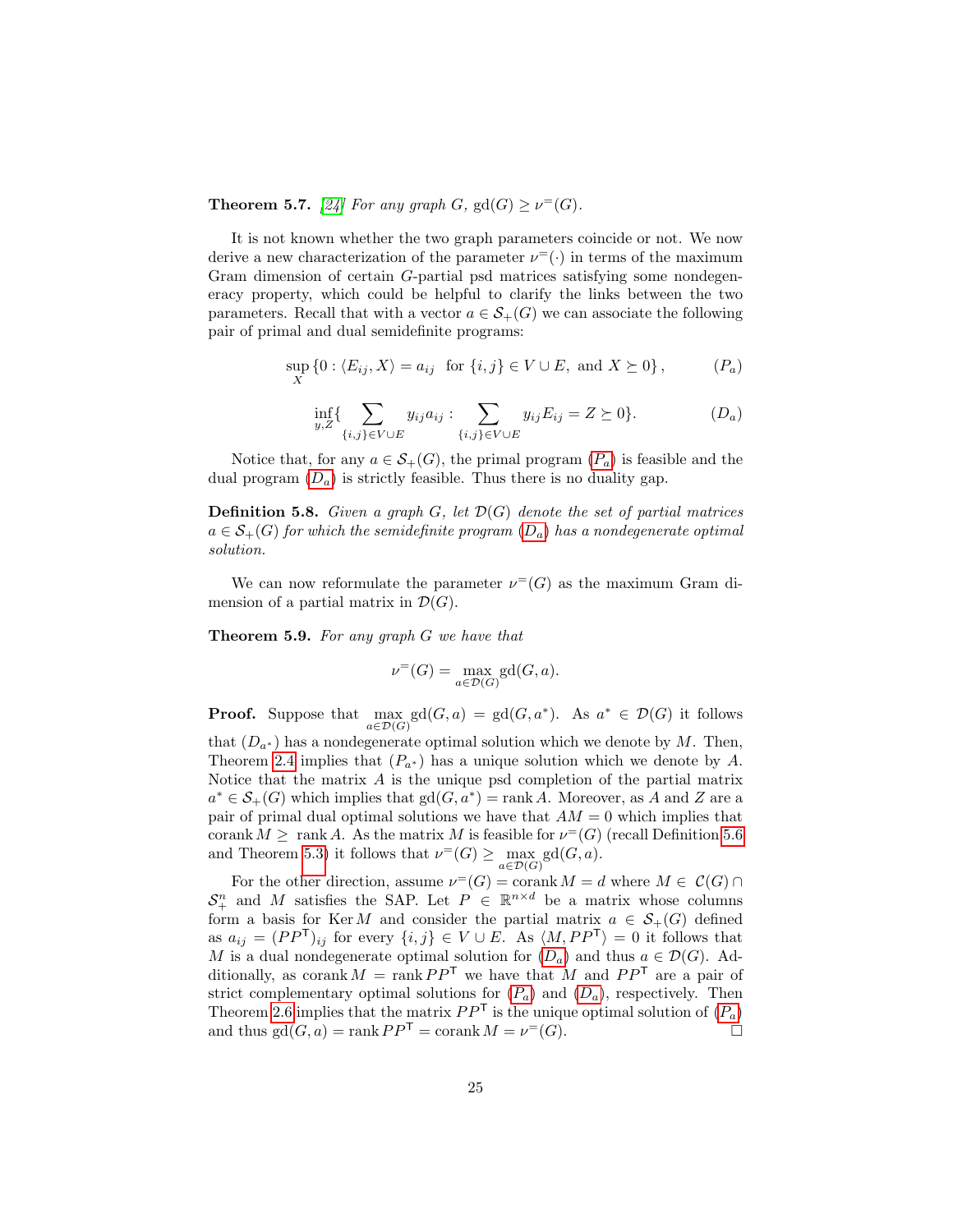**Theorem 5.7.** [24] *For any graph $G$, $\mathrm{gd}(G) \geq \nu^{=}(G)$.*

It is not known whether the two graph parameters coincide or not. We now derive a new characterization of the parameter $\nu^{=}(\cdot)$ in terms of the maximum Gram dimension of certain $G$-partial psd matrices satisfying some nondegeneracy property, which could be helpful to clarify the links between the two parameters. Recall that with a vector $a \in \mathcal{S}_+(G)$ we can associate the following pair of primal and dual semidefinite programs:

$$\sup_X \{0 : \langle E_{ij}, X\rangle = a_{ij} \ \text{ for } \{i,j\} \in V \cup E, \text{ and } X \succeq 0\}, \tag{$P_a$}$$

$$\inf_{y,Z} \{ \sum_{\{i,j\}\in V\cup E} y_{ij} a_{ij} : \sum_{\{i,j\}\in V\cup E} y_{ij} E_{ij} = Z \succeq 0\}. \tag{$D_a$}$$

Notice that, for any $a \in \mathcal{S}_+(G)$, the primal program ($P_a$) is feasible and the dual program ($D_a$) is strictly feasible. Thus there is no duality gap.

**Definition 5.8.** *Given a graph $G$, let $\mathcal{D}(G)$ denote the set of partial matrices $a \in \mathcal{S}_+(G)$ for which the semidefinite program ($D_a$) has a nondegenerate optimal solution.*

We can now reformulate the parameter $\nu^{=}(G)$ as the maximum Gram dimension of a partial matrix in $\mathcal{D}(G)$.

**Theorem 5.9.** *For any graph $G$ we have that*

$$\nu^{=}(G) = \max_{a\in\mathcal{D}(G)} \mathrm{gd}(G,a).$$

**Proof.** Suppose that $\max_{a\in\mathcal{D}(G)} \mathrm{gd}(G,a) = \mathrm{gd}(G,a^*)$. As $a^* \in \mathcal{D}(G)$ it follows that ($D_{a^*}$) has a nondegenerate optimal solution which we denote by $M$. Then, Theorem 2.4 implies that ($P_{a^*}$) has a unique solution which we denote by $A$. Notice that the matrix $A$ is the unique psd completion of the partial matrix $a^* \in \mathcal{S}_+(G)$ which implies that $\mathrm{gd}(G,a^*) = \mathrm{rank}\, A$. Moreover, as $A$ and $Z$ are a pair of primal dual optimal solutions we have that $AM = 0$ which implies that $\mathrm{corank}\, M \geq \mathrm{rank}\, A$. As the matrix $M$ is feasible for $\nu^{=}(G)$ (recall Definition 5.6 and Theorem 5.3) it follows that $\nu^{=}(G) \geq \max_{a\in\mathcal{D}(G)} \mathrm{gd}(G,a)$.

For the other direction, assume $\nu^{=}(G) = \mathrm{corank}\, M = d$ where $M \in \mathcal{C}(G) \cap \mathcal{S}^n_+$ and $M$ satisfies the SAP. Let $P \in \mathbb{R}^{n\times d}$ be a matrix whose columns form a basis for $\mathrm{Ker}\, M$ and consider the partial matrix $a \in \mathcal{S}_+(G)$ defined as $a_{ij} = (PP^{\mathsf{T}})_{ij}$ for every $\{i,j\} \in V \cup E$. As $\langle M, PP^{\mathsf{T}}\rangle = 0$ it follows that $M$ is a dual nondegenerate optimal solution for ($D_a$) and thus $a \in \mathcal{D}(G)$. Additionally, as $\mathrm{corank}\, M = \mathrm{rank}\, PP^{\mathsf{T}}$ we have that $M$ and $PP^{\mathsf{T}}$ are a pair of strict complementary optimal solutions for ($P_a$) and ($D_a$), respectively. Then Theorem 2.6 implies that the matrix $PP^{\mathsf{T}}$ is the unique optimal solution of ($P_a$) and thus $\mathrm{gd}(G,a) = \mathrm{rank}\, PP^{\mathsf{T}} = \mathrm{corank}\, M = \nu^{=}(G)$. $\square$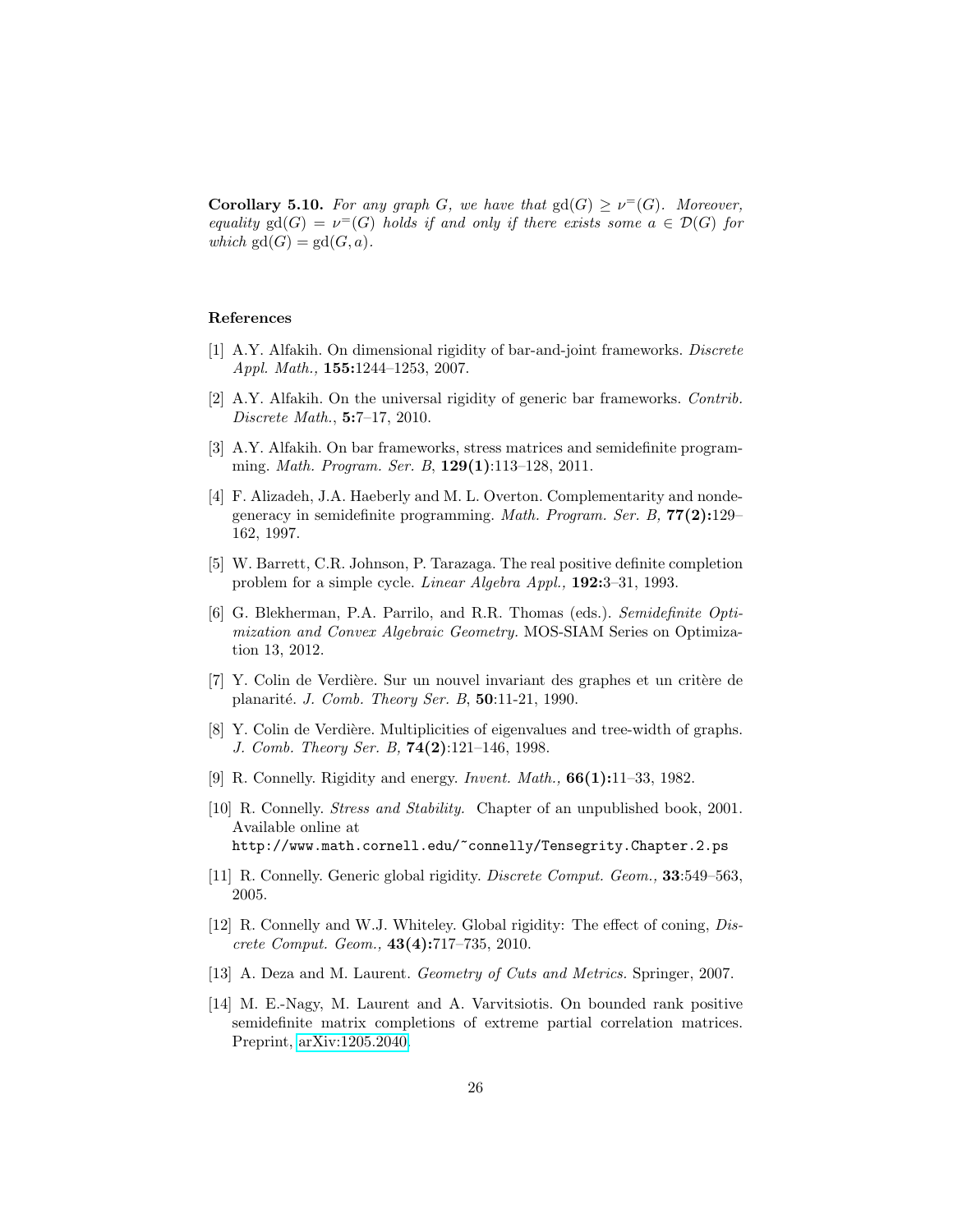**Corollary 5.10.** *For any graph $G$, we have that $\mathrm{gd}(G) \geq \nu^{=}(G)$. Moreover, equality $\mathrm{gd}(G) = \nu^{=}(G)$ holds if and only if there exists some $a \in \mathcal{D}(G)$ for which $\mathrm{gd}(G) = \mathrm{gd}(G, a)$.*

## References

[1] A.Y. Alfakih. On dimensional rigidity of bar-and-joint frameworks. *Discrete Appl. Math.,* **155:**1244–1253, 2007.

[2] A.Y. Alfakih. On the universal rigidity of generic bar frameworks. *Contrib. Discrete Math.*, **5:**7–17, 2010.

[3] A.Y. Alfakih. On bar frameworks, stress matrices and semidefinite programming. *Math. Program. Ser. B*, **129(1)**:113–128, 2011.

[4] F. Alizadeh, J.A. Haeberly and M. L. Overton. Complementarity and nondegeneracy in semidefinite programming. *Math. Program. Ser. B,* **77(2):**129–162, 1997.

[5] W. Barrett, C.R. Johnson, P. Tarazaga. The real positive definite completion problem for a simple cycle. *Linear Algebra Appl.,* **192:**3–31, 1993.

[6] G. Blekherman, P.A. Parrilo, and R.R. Thomas (eds.). *Semidefinite Optimization and Convex Algebraic Geometry.* MOS-SIAM Series on Optimization 13, 2012.

[7] Y. Colin de Verdière. Sur un nouvel invariant des graphes et un critère de planarité. *J. Comb. Theory Ser. B*, **50**:11-21, 1990.

[8] Y. Colin de Verdière. Multiplicities of eigenvalues and tree-width of graphs. *J. Comb. Theory Ser. B,* **74(2)**:121–146, 1998.

[9] R. Connelly. Rigidity and energy. *Invent. Math.,* **66(1):**11–33, 1982.

[10] R. Connelly. *Stress and Stability.* Chapter of an unpublished book, 2001. Available online at
`http://www.math.cornell.edu/~connelly/Tensegrity.Chapter.2.ps`

[11] R. Connelly. Generic global rigidity. *Discrete Comput. Geom.,* **33**:549–563, 2005.

[12] R. Connelly and W.J. Whiteley. Global rigidity: The effect of coning, *Discrete Comput. Geom.,* **43(4):**717–735, 2010.

[13] A. Deza and M. Laurent. *Geometry of Cuts and Metrics.* Springer, 2007.

[14] M. E.-Nagy, M. Laurent and A. Varvitsiotis. On bounded rank positive semidefinite matrix completions of extreme partial correlation matrices. Preprint, arXiv:1205.2040.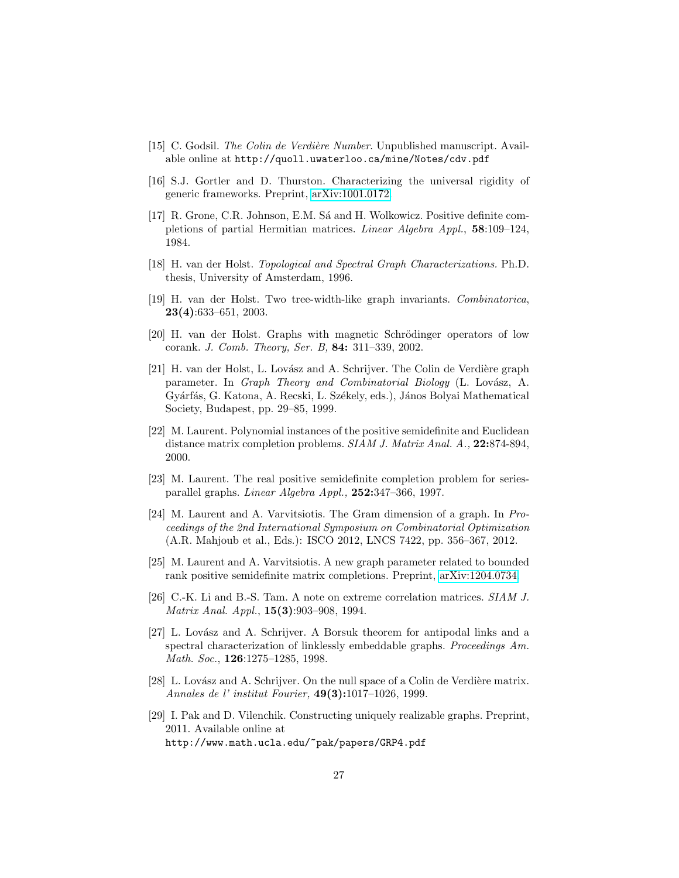[15] C. Godsil. *The Colin de Verdière Number.* Unpublished manuscript. Available online at http://quoll.uwaterloo.ca/mine/Notes/cdv.pdf

[16] S.J. Gortler and D. Thurston. Characterizing the universal rigidity of generic frameworks. Preprint, arXiv:1001.0172

[17] R. Grone, C.R. Johnson, E.M. Sá and H. Wolkowicz. Positive definite completions of partial Hermitian matrices. *Linear Algebra Appl.*, **58**:109–124, 1984.

[18] H. van der Holst. *Topological and Spectral Graph Characterizations.* Ph.D. thesis, University of Amsterdam, 1996.

[19] H. van der Holst. Two tree-width-like graph invariants. *Combinatorica*, **23(4)**:633–651, 2003.

[20] H. van der Holst. Graphs with magnetic Schrödinger operators of low corank. *J. Comb. Theory, Ser. B,* **84:** 311–339, 2002.

[21] H. van der Holst, L. Lovász and A. Schrijver. The Colin de Verdière graph parameter. In *Graph Theory and Combinatorial Biology* (L. Lovász, A. Gyárfás, G. Katona, A. Recski, L. Székely, eds.), János Bolyai Mathematical Society, Budapest, pp. 29–85, 1999.

[22] M. Laurent. Polynomial instances of the positive semidefinite and Euclidean distance matrix completion problems. *SIAM J. Matrix Anal. A.,* **22:**874-894, 2000.

[23] M. Laurent. The real positive semidefinite completion problem for series-parallel graphs. *Linear Algebra Appl.,* **252:**347–366, 1997.

[24] M. Laurent and A. Varvitsiotis. The Gram dimension of a graph. In *Proceedings of the 2nd International Symposium on Combinatorial Optimization* (A.R. Mahjoub et al., Eds.): ISCO 2012, LNCS 7422, pp. 356–367, 2012.

[25] M. Laurent and A. Varvitsiotis. A new graph parameter related to bounded rank positive semidefinite matrix completions. Preprint, arXiv:1204.0734.

[26] C.-K. Li and B.-S. Tam. A note on extreme correlation matrices. *SIAM J. Matrix Anal. Appl.*, **15(3)**:903–908, 1994.

[27] L. Lovász and A. Schrijver. A Borsuk theorem for antipodal links and a spectral characterization of linklessly embeddable graphs. *Proceedings Am. Math. Soc.*, **126**:1275–1285, 1998.

[28] L. Lovász and A. Schrijver. On the null space of a Colin de Verdière matrix. *Annales de l' institut Fourier,* **49(3):**1017–1026, 1999.

[29] I. Pak and D. Vilenchik. Constructing uniquely realizable graphs. Preprint, 2011. Available online at http://www.math.ucla.edu/~pak/papers/GRP4.pdf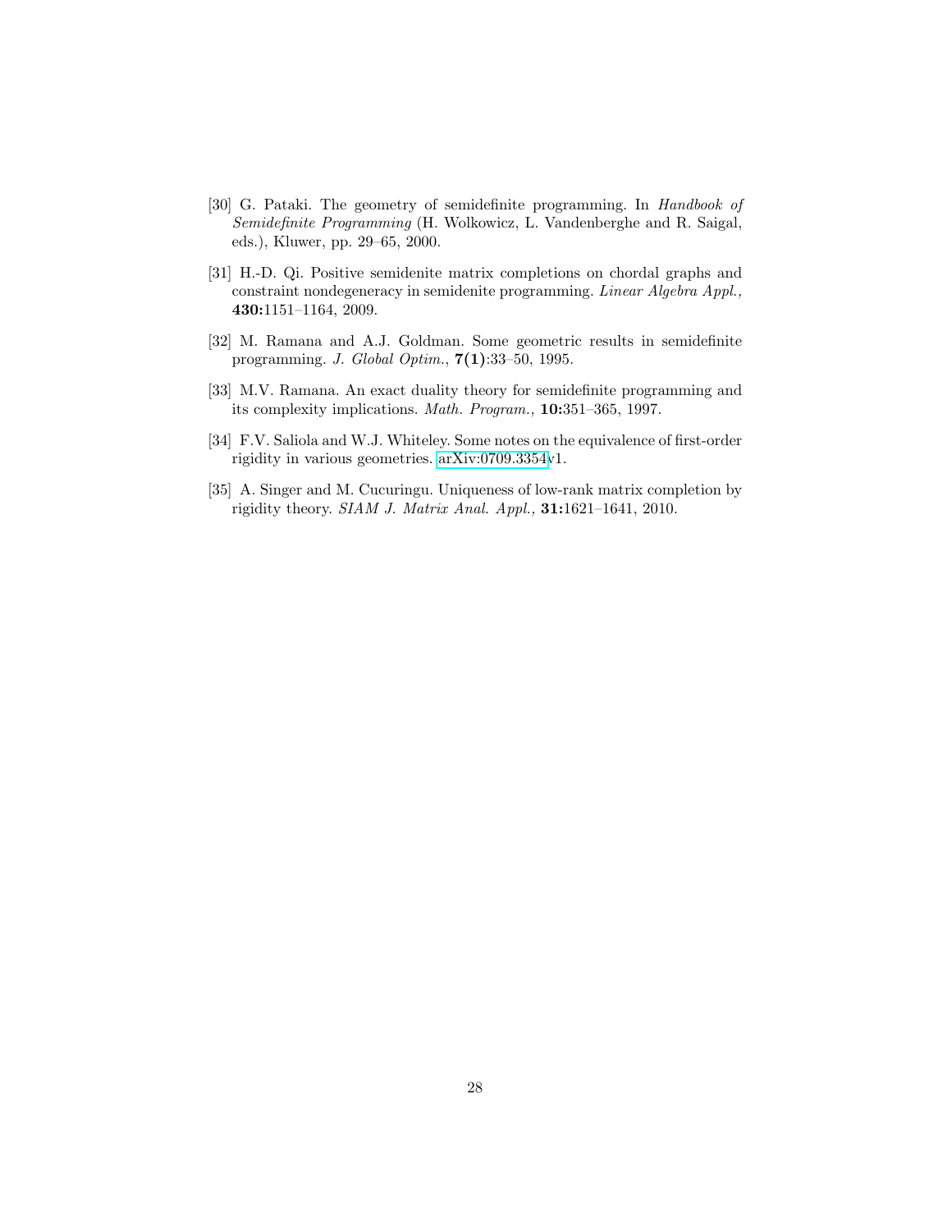[30] G. Pataki. The geometry of semidefinite programming. In *Handbook of Semidefinite Programming* (H. Wolkowicz, L. Vandenberghe and R. Saigal, eds.), Kluwer, pp. 29–65, 2000.

[31] H.-D. Qi. Positive semidenite matrix completions on chordal graphs and constraint nondegeneracy in semidenite programming. *Linear Algebra Appl.*, **430:**1151–1164, 2009.

[32] M. Ramana and A.J. Goldman. Some geometric results in semidefinite programming. *J. Global Optim.*, **7(1)**:33–50, 1995.

[33] M.V. Ramana. An exact duality theory for semidefinite programming and its complexity implications. *Math. Program.,* **10:**351–365, 1997.

[34] F.V. Saliola and W.J. Whiteley. Some notes on the equivalence of first-order rigidity in various geometries. arXiv:0709.3354v1.

[35] A. Singer and M. Cucuringu. Uniqueness of low-rank matrix completion by rigidity theory. *SIAM J. Matrix Anal. Appl.,* **31:**1621–1641, 2010.